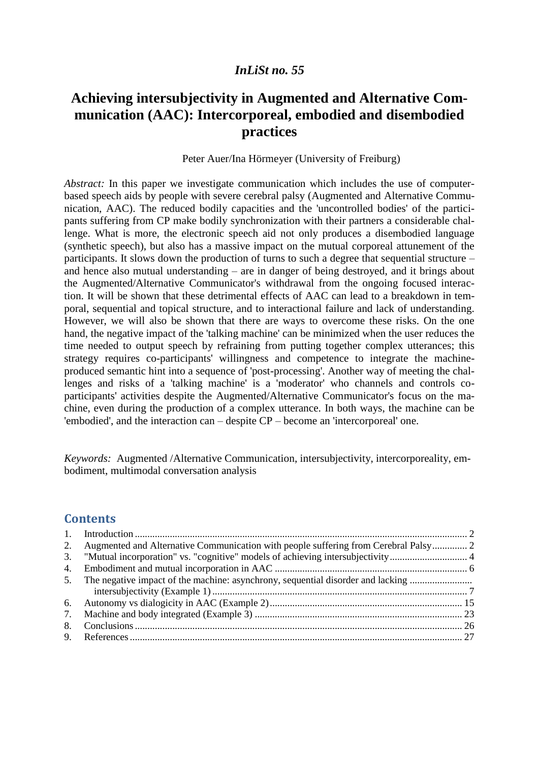*InLiSt no. 55*

# Achieving intersubjectivity in Augmented and Alternative Communication (AAC): Intercorporeal, embodied and disembodied practices

Peter Auer/Ina Hörmeyer (University of Freiburg)

*Abstract:* In this paper we investigate communication which includes the use of computer-based speech aids by people with severe cerebral palsy (Augmented and Alternative Communication, AAC). The reduced bodily capacities and the 'uncontrolled bodies' of the participants suffering from CP make bodily synchronization with their partners a considerable challenge. What is more, the electronic speech aid not only produces a disembodied language (synthetic speech), but also has a massive impact on the mutual corporeal attunement of the participants. It slows down the production of turns to such a degree that sequential structure – and hence also mutual understanding – are in danger of being destroyed, and it brings about the Augmented/Alternative Communicator's withdrawal from the ongoing focused interaction. It will be shown that these detrimental effects of AAC can lead to a breakdown in temporal, sequential and topical structure, and to interactional failure and lack of understanding. However, we will also be shown that there are ways to overcome these risks. On the one hand, the negative impact of the 'talking machine' can be minimized when the user reduces the time needed to output speech by refraining from putting together complex utterances; this strategy requires co-participants' willingness and competence to integrate the machine-produced semantic hint into a sequence of 'post-processing'. Another way of meeting the challenges and risks of a 'talking machine' is a 'moderator' who channels and controls co-participants' activities despite the Augmented/Alternative Communicator's focus on the machine, even during the production of a complex utterance. In both ways, the machine can be 'embodied', and the interaction can – despite CP – become an 'intercorporeal' one.

*Keywords:* Augmented /Alternative Communication, intersubjectivity, intercorporeality, embodiment, multimodal conversation analysis

## Contents

1. Introduction ..... 2
2. Augmented and Alternative Communication with people suffering from Cerebral Palsy ..... 2
3. "Mutual incorporation" vs. "cognitive" models of achieving intersubjectivity ..... 4
4. Embodiment and mutual incorporation in AAC ..... 6
5. The negative impact of the machine: asynchrony, sequential disorder and lacking intersubjectivity (Example 1) ..... 7
6. Autonomy vs dialogicity in AAC (Example 2) ..... 15
7. Machine and body integrated (Example 3) ..... 23
8. Conclusions ..... 26
9. References ..... 27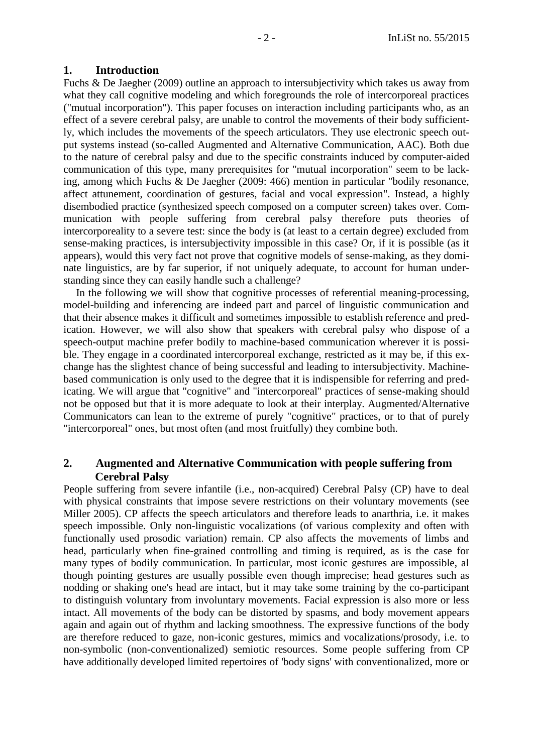## 1. Introduction

Fuchs & De Jaegher (2009) outline an approach to intersubjectivity which takes us away from what they call cognitive modeling and which foregrounds the role of intercorporeal practices ("mutual incorporation"). This paper focuses on interaction including participants who, as an effect of a severe cerebral palsy, are unable to control the movements of their body sufficiently, which includes the movements of the speech articulators. They use electronic speech output systems instead (so-called Augmented and Alternative Communication, AAC). Both due to the nature of cerebral palsy and due to the specific constraints induced by computer-aided communication of this type, many prerequisites for "mutual incorporation" seem to be lacking, among which Fuchs & De Jaegher (2009: 466) mention in particular "bodily resonance, affect attunement, coordination of gestures, facial and vocal expression". Instead, a highly disembodied practice (synthesized speech composed on a computer screen) takes over. Communication with people suffering from cerebral palsy therefore puts theories of intercorporeality to a severe test: since the body is (at least to a certain degree) excluded from sense-making practices, is intersubjectivity impossible in this case? Or, if it is possible (as it appears), would this very fact not prove that cognitive models of sense-making, as they dominate linguistics, are by far superior, if not uniquely adequate, to account for human understanding since they can easily handle such a challenge?

In the following we will show that cognitive processes of referential meaning-processing, model-building and inferencing are indeed part and parcel of linguistic communication and that their absence makes it difficult and sometimes impossible to establish reference and predication. However, we will also show that speakers with cerebral palsy who dispose of a speech-output machine prefer bodily to machine-based communication wherever it is possible. They engage in a coordinated intercorporeal exchange, restricted as it may be, if this exchange has the slightest chance of being successful and leading to intersubjectivity. Machine-based communication is only used to the degree that it is indispensible for referring and predicating. We will argue that "cognitive" and "intercorporeal" practices of sense-making should not be opposed but that it is more adequate to look at their interplay. Augmented/Alternative Communicators can lean to the extreme of purely "cognitive" practices, or to that of purely "intercorporeal" ones, but most often (and most fruitfully) they combine both.

## 2. Augmented and Alternative Communication with people suffering from Cerebral Palsy

People suffering from severe infantile (i.e., non-acquired) Cerebral Palsy (CP) have to deal with physical constraints that impose severe restrictions on their voluntary movements (see Miller 2005). CP affects the speech articulators and therefore leads to anarthria, i.e. it makes speech impossible. Only non-linguistic vocalizations (of various complexity and often with functionally used prosodic variation) remain. CP also affects the movements of limbs and head, particularly when fine-grained controlling and timing is required, as is the case for many types of bodily communication. In particular, most iconic gestures are impossible, al though pointing gestures are usually possible even though imprecise; head gestures such as nodding or shaking one's head are intact, but it may take some training by the co-participant to distinguish voluntary from involuntary movements. Facial expression is also more or less intact. All movements of the body can be distorted by spasms, and body movement appears again and again out of rhythm and lacking smoothness. The expressive functions of the body are therefore reduced to gaze, non-iconic gestures, mimics and vocalizations/prosody, i.e. to non-symbolic (non-conventionalized) semiotic resources. Some people suffering from CP have additionally developed limited repertoires of 'body signs' with conventionalized, more or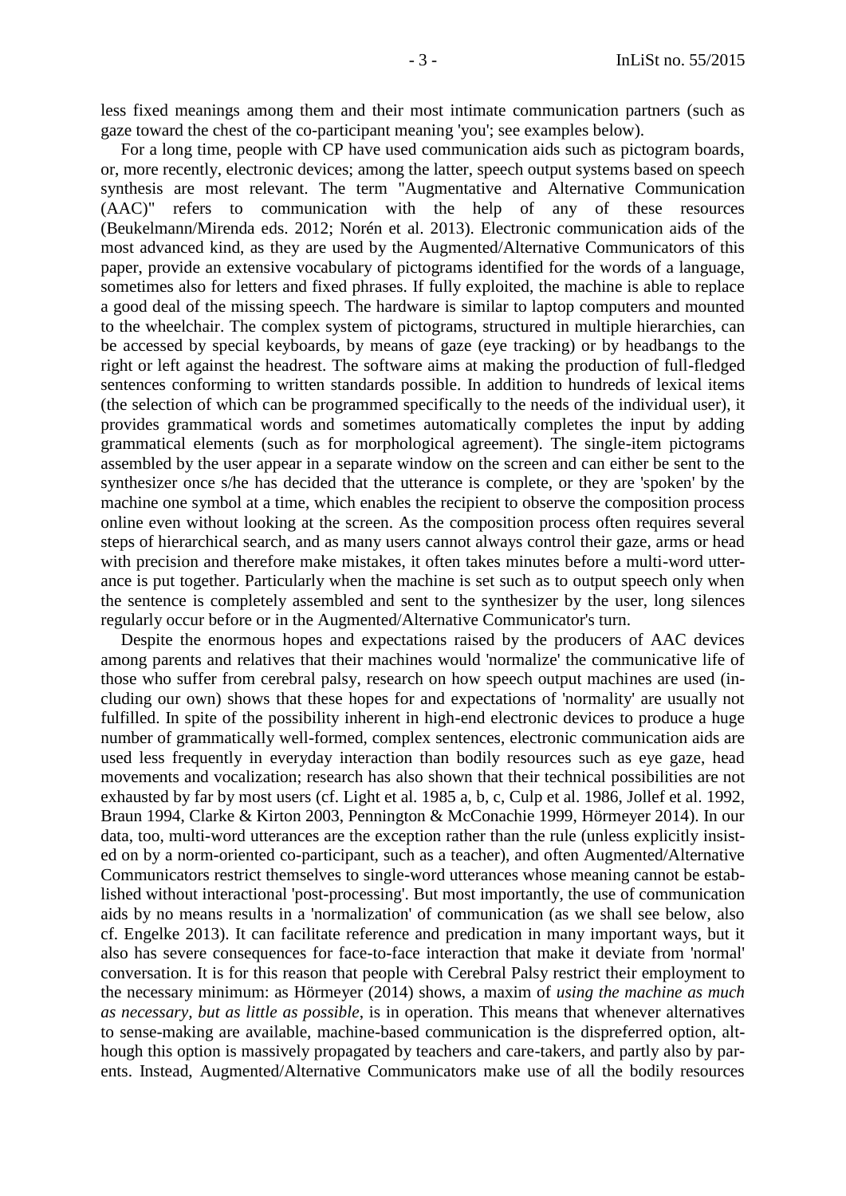less fixed meanings among them and their most intimate communication partners (such as gaze toward the chest of the co-participant meaning 'you'; see examples below).

For a long time, people with CP have used communication aids such as pictogram boards, or, more recently, electronic devices; among the latter, speech output systems based on speech synthesis are most relevant. The term "Augmentative and Alternative Communication (AAC)" refers to communication with the help of any of these resources (Beukelmann/Mirenda eds. 2012; Norén et al. 2013). Electronic communication aids of the most advanced kind, as they are used by the Augmented/Alternative Communicators of this paper, provide an extensive vocabulary of pictograms identified for the words of a language, sometimes also for letters and fixed phrases. If fully exploited, the machine is able to replace a good deal of the missing speech. The hardware is similar to laptop computers and mounted to the wheelchair. The complex system of pictograms, structured in multiple hierarchies, can be accessed by special keyboards, by means of gaze (eye tracking) or by headbangs to the right or left against the headrest. The software aims at making the production of full-fledged sentences conforming to written standards possible. In addition to hundreds of lexical items (the selection of which can be programmed specifically to the needs of the individual user), it provides grammatical words and sometimes automatically completes the input by adding grammatical elements (such as for morphological agreement). The single-item pictograms assembled by the user appear in a separate window on the screen and can either be sent to the synthesizer once s/he has decided that the utterance is complete, or they are 'spoken' by the machine one symbol at a time, which enables the recipient to observe the composition process online even without looking at the screen. As the composition process often requires several steps of hierarchical search, and as many users cannot always control their gaze, arms or head with precision and therefore make mistakes, it often takes minutes before a multi-word utterance is put together. Particularly when the machine is set such as to output speech only when the sentence is completely assembled and sent to the synthesizer by the user, long silences regularly occur before or in the Augmented/Alternative Communicator's turn.

Despite the enormous hopes and expectations raised by the producers of AAC devices among parents and relatives that their machines would 'normalize' the communicative life of those who suffer from cerebral palsy, research on how speech output machines are used (including our own) shows that these hopes for and expectations of 'normality' are usually not fulfilled. In spite of the possibility inherent in high-end electronic devices to produce a huge number of grammatically well-formed, complex sentences, electronic communication aids are used less frequently in everyday interaction than bodily resources such as eye gaze, head movements and vocalization; research has also shown that their technical possibilities are not exhausted by far by most users (cf. Light et al. 1985 a, b, c, Culp et al. 1986, Jollef et al. 1992, Braun 1994, Clarke & Kirton 2003, Pennington & McConachie 1999, Hörmeyer 2014). In our data, too, multi-word utterances are the exception rather than the rule (unless explicitly insisted on by a norm-oriented co-participant, such as a teacher), and often Augmented/Alternative Communicators restrict themselves to single-word utterances whose meaning cannot be established without interactional 'post-processing'. But most importantly, the use of communication aids by no means results in a 'normalization' of communication (as we shall see below, also cf. Engelke 2013). It can facilitate reference and predication in many important ways, but it also has severe consequences for face-to-face interaction that make it deviate from 'normal' conversation. It is for this reason that people with Cerebral Palsy restrict their employment to the necessary minimum: as Hörmeyer (2014) shows, a maxim of *using the machine as much as necessary, but as little as possible*, is in operation. This means that whenever alternatives to sense-making are available, machine-based communication is the dispreferred option, although this option is massively propagated by teachers and care-takers, and partly also by parents. Instead, Augmented/Alternative Communicators make use of all the bodily resources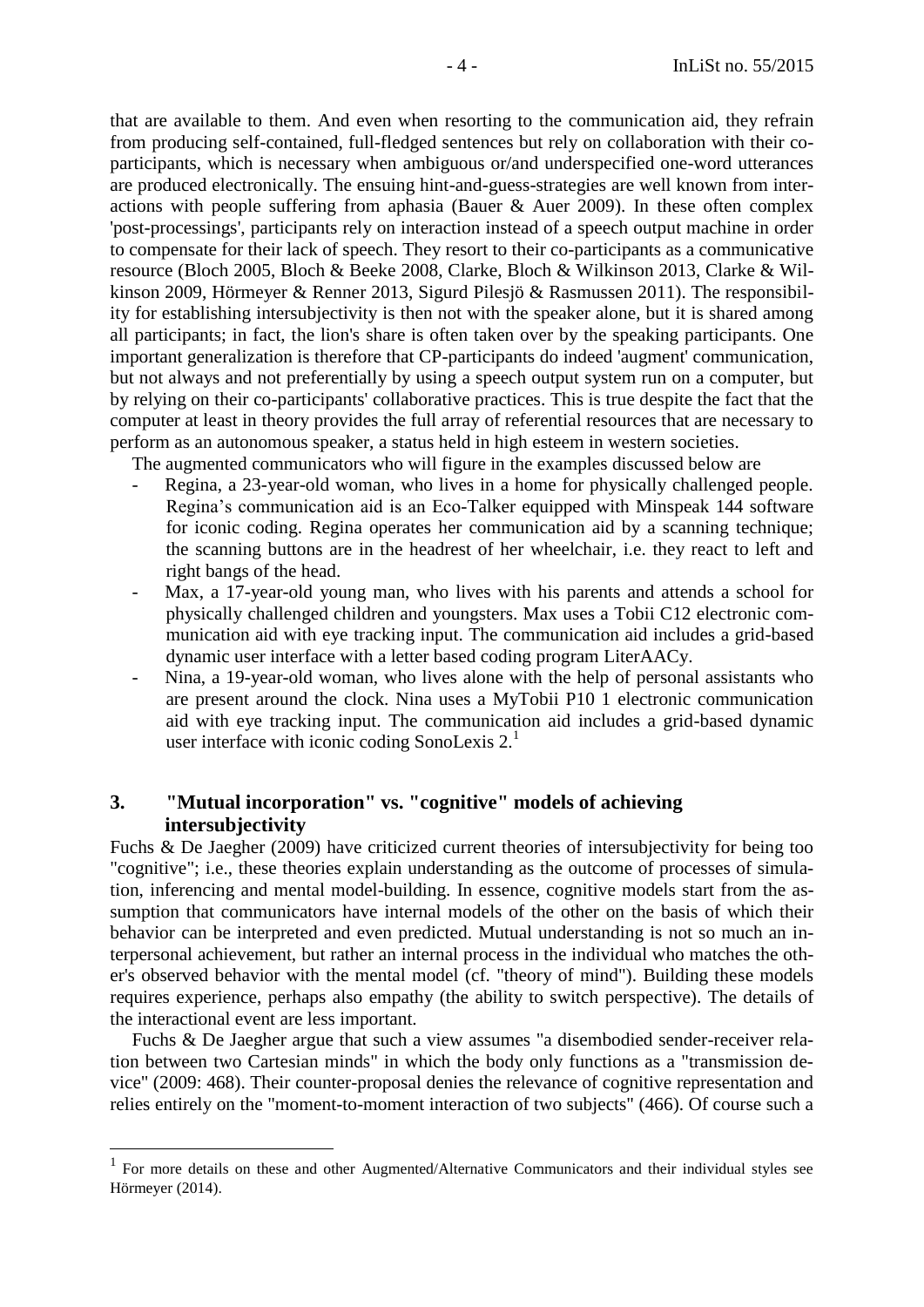that are available to them. And even when resorting to the communication aid, they refrain from producing self-contained, full-fledged sentences but rely on collaboration with their co-participants, which is necessary when ambiguous or/and underspecified one-word utterances are produced electronically. The ensuing hint-and-guess-strategies are well known from interactions with people suffering from aphasia (Bauer & Auer 2009). In these often complex 'post-processings', participants rely on interaction instead of a speech output machine in order to compensate for their lack of speech. They resort to their co-participants as a communicative resource (Bloch 2005, Bloch & Beeke 2008, Clarke, Bloch & Wilkinson 2013, Clarke & Wilkinson 2009, Hörmeyer & Renner 2013, Sigurd Pilesjö & Rasmussen 2011). The responsibility for establishing intersubjectivity is then not with the speaker alone, but it is shared among all participants; in fact, the lion's share is often taken over by the speaking participants. One important generalization is therefore that CP-participants do indeed 'augment' communication, but not always and not preferentially by using a speech output system run on a computer, but by relying on their co-participants' collaborative practices. This is true despite the fact that the computer at least in theory provides the full array of referential resources that are necessary to perform as an autonomous speaker, a status held in high esteem in western societies.

The augmented communicators who will figure in the examples discussed below are

- Regina, a 23-year-old woman, who lives in a home for physically challenged people. Regina's communication aid is an Eco-Talker equipped with Minspeak 144 software for iconic coding. Regina operates her communication aid by a scanning technique; the scanning buttons are in the headrest of her wheelchair, i.e. they react to left and right bangs of the head.
- Max, a 17-year-old young man, who lives with his parents and attends a school for physically challenged children and youngsters. Max uses a Tobii C12 electronic communication aid with eye tracking input. The communication aid includes a grid-based dynamic user interface with a letter based coding program LiterAACy.
- Nina, a 19-year-old woman, who lives alone with the help of personal assistants who are present around the clock. Nina uses a MyTobii P10 1 electronic communication aid with eye tracking input. The communication aid includes a grid-based dynamic user interface with iconic coding SonoLexis 2.[1]

## 3. "Mutual incorporation" vs. "cognitive" models of achieving intersubjectivity

Fuchs & De Jaegher (2009) have criticized current theories of intersubjectivity for being too "cognitive"; i.e., these theories explain understanding as the outcome of processes of simulation, inferencing and mental model-building. In essence, cognitive models start from the assumption that communicators have internal models of the other on the basis of which their behavior can be interpreted and even predicted. Mutual understanding is not so much an interpersonal achievement, but rather an internal process in the individual who matches the other's observed behavior with the mental model (cf. "theory of mind"). Building these models requires experience, perhaps also empathy (the ability to switch perspective). The details of the interactional event are less important.

Fuchs & De Jaegher argue that such a view assumes "a disembodied sender-receiver relation between two Cartesian minds" in which the body only functions as a "transmission device" (2009: 468). Their counter-proposal denies the relevance of cognitive representation and relies entirely on the "moment-to-moment interaction of two subjects" (466). Of course such a

[1] For more details on these and other Augmented/Alternative Communicators and their individual styles see Hörmeyer (2014).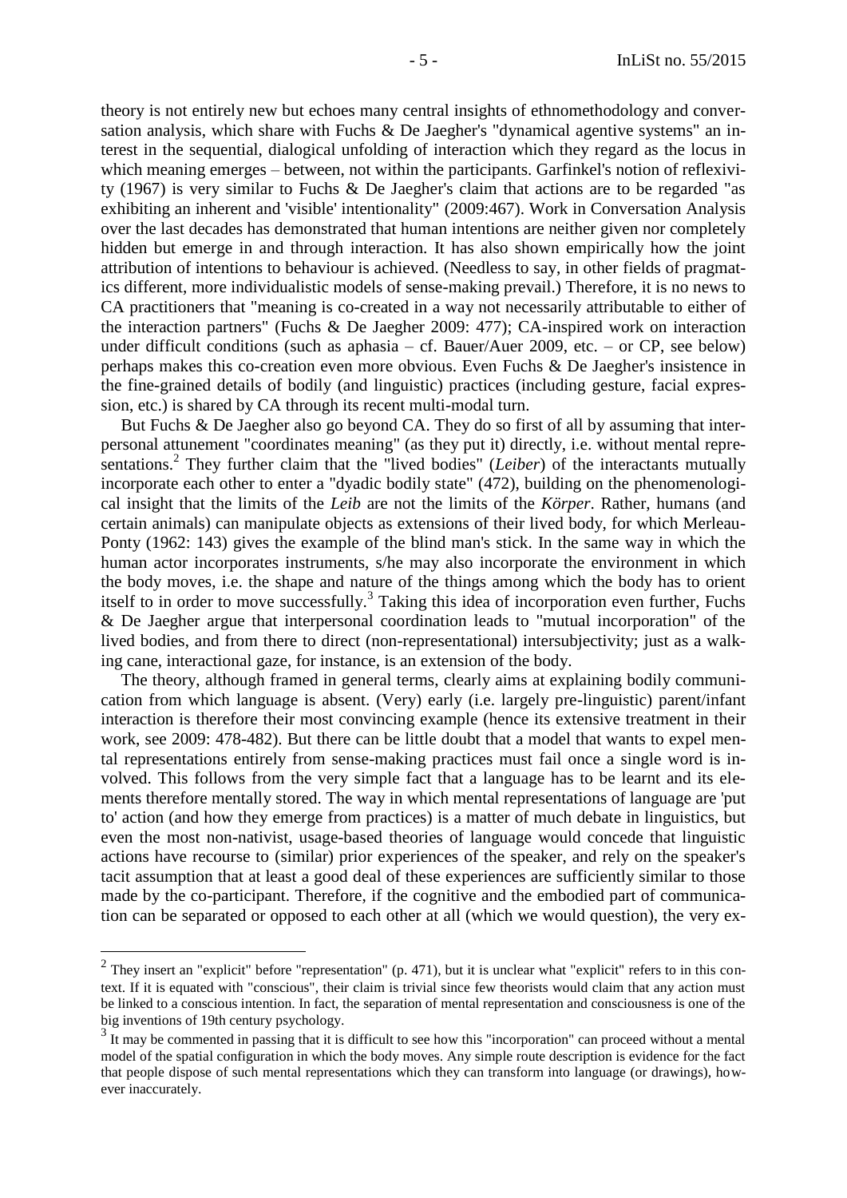theory is not entirely new but echoes many central insights of ethnomethodology and conversation analysis, which share with Fuchs & De Jaegher's "dynamical agentive systems" an interest in the sequential, dialogical unfolding of interaction which they regard as the locus in which meaning emerges – between, not within the participants. Garfinkel's notion of reflexivity (1967) is very similar to Fuchs & De Jaegher's claim that actions are to be regarded "as exhibiting an inherent and 'visible' intentionality" (2009:467). Work in Conversation Analysis over the last decades has demonstrated that human intentions are neither given nor completely hidden but emerge in and through interaction. It has also shown empirically how the joint attribution of intentions to behaviour is achieved. (Needless to say, in other fields of pragmatics different, more individualistic models of sense-making prevail.) Therefore, it is no news to CA practitioners that "meaning is co-created in a way not necessarily attributable to either of the interaction partners" (Fuchs & De Jaegher 2009: 477); CA-inspired work on interaction under difficult conditions (such as aphasia – cf. Bauer/Auer 2009, etc. – or CP, see below) perhaps makes this co-creation even more obvious. Even Fuchs & De Jaegher's insistence in the fine-grained details of bodily (and linguistic) practices (including gesture, facial expression, etc.) is shared by CA through its recent multi-modal turn.

But Fuchs & De Jaegher also go beyond CA. They do so first of all by assuming that interpersonal attunement "coordinates meaning" (as they put it) directly, i.e. without mental representations.[2] They further claim that the "lived bodies" (*Leiber*) of the interactants mutually incorporate each other to enter a "dyadic bodily state" (472), building on the phenomenological insight that the limits of the *Leib* are not the limits of the *Körper*. Rather, humans (and certain animals) can manipulate objects as extensions of their lived body, for which Merleau-Ponty (1962: 143) gives the example of the blind man's stick. In the same way in which the human actor incorporates instruments, s/he may also incorporate the environment in which the body moves, i.e. the shape and nature of the things among which the body has to orient itself to in order to move successfully.[3] Taking this idea of incorporation even further, Fuchs & De Jaegher argue that interpersonal coordination leads to "mutual incorporation" of the lived bodies, and from there to direct (non-representational) intersubjectivity; just as a walking cane, interactional gaze, for instance, is an extension of the body.

The theory, although framed in general terms, clearly aims at explaining bodily communication from which language is absent. (Very) early (i.e. largely pre-linguistic) parent/infant interaction is therefore their most convincing example (hence its extensive treatment in their work, see 2009: 478-482). But there can be little doubt that a model that wants to expel mental representations entirely from sense-making practices must fail once a single word is involved. This follows from the very simple fact that a language has to be learnt and its elements therefore mentally stored. The way in which mental representations of language are 'put to' action (and how they emerge from practices) is a matter of much debate in linguistics, but even the most non-nativist, usage-based theories of language would concede that linguistic actions have recourse to (similar) prior experiences of the speaker, and rely on the speaker's tacit assumption that at least a good deal of these experiences are sufficiently similar to those made by the co-participant. Therefore, if the cognitive and the embodied part of communication can be separated or opposed to each other at all (which we would question), the very ex-

---

[2] They insert an "explicit" before "representation" (p. 471), but it is unclear what "explicit" refers to in this context. If it is equated with "conscious", their claim is trivial since few theorists would claim that any action must be linked to a conscious intention. In fact, the separation of mental representation and consciousness is one of the big inventions of 19th century psychology.

[3] It may be commented in passing that it is difficult to see how this "incorporation" can proceed without a mental model of the spatial configuration in which the body moves. Any simple route description is evidence for the fact that people dispose of such mental representations which they can transform into language (or drawings), however inaccurately.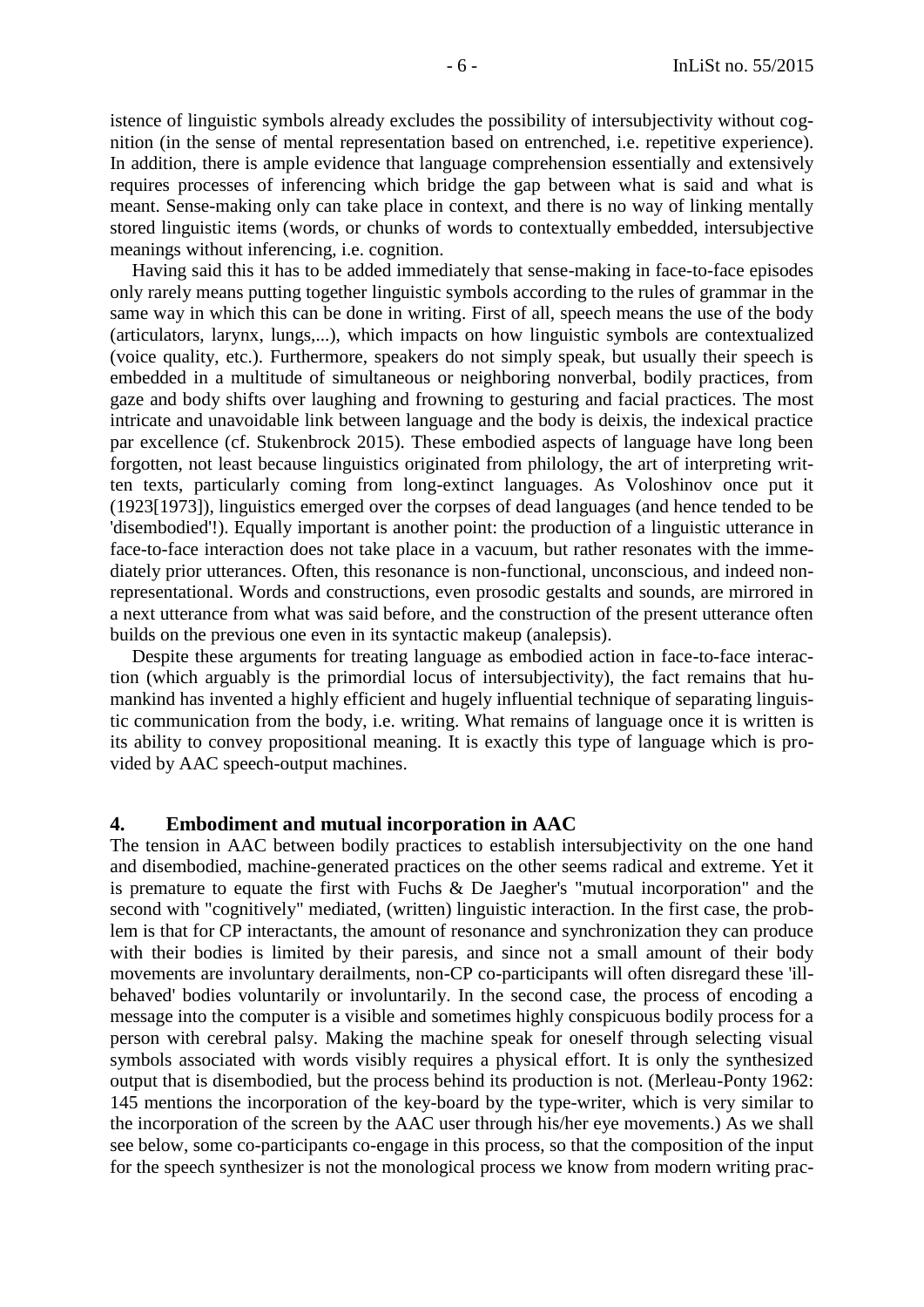istence of linguistic symbols already excludes the possibility of intersubjectivity without cognition (in the sense of mental representation based on entrenched, i.e. repetitive experience). In addition, there is ample evidence that language comprehension essentially and extensively requires processes of inferencing which bridge the gap between what is said and what is meant. Sense-making only can take place in context, and there is no way of linking mentally stored linguistic items (words, or chunks of words to contextually embedded, intersubjective meanings without inferencing, i.e. cognition.

Having said this it has to be added immediately that sense-making in face-to-face episodes only rarely means putting together linguistic symbols according to the rules of grammar in the same way in which this can be done in writing. First of all, speech means the use of the body (articulators, larynx, lungs,...), which impacts on how linguistic symbols are contextualized (voice quality, etc.). Furthermore, speakers do not simply speak, but usually their speech is embedded in a multitude of simultaneous or neighboring nonverbal, bodily practices, from gaze and body shifts over laughing and frowning to gesturing and facial practices. The most intricate and unavoidable link between language and the body is deixis, the indexical practice par excellence (cf. Stukenbrock 2015). These embodied aspects of language have long been forgotten, not least because linguistics originated from philology, the art of interpreting written texts, particularly coming from long-extinct languages. As Voloshinov once put it (1923[1973]), linguistics emerged over the corpses of dead languages (and hence tended to be 'disembodied'!). Equally important is another point: the production of a linguistic utterance in face-to-face interaction does not take place in a vacuum, but rather resonates with the immediately prior utterances. Often, this resonance is non-functional, unconscious, and indeed non-representational. Words and constructions, even prosodic gestalts and sounds, are mirrored in a next utterance from what was said before, and the construction of the present utterance often builds on the previous one even in its syntactic makeup (analepsis).

Despite these arguments for treating language as embodied action in face-to-face interaction (which arguably is the primordial locus of intersubjectivity), the fact remains that humankind has invented a highly efficient and hugely influential technique of separating linguistic communication from the body, i.e. writing. What remains of language once it is written is its ability to convey propositional meaning. It is exactly this type of language which is provided by AAC speech-output machines.

## 4. Embodiment and mutual incorporation in AAC

The tension in AAC between bodily practices to establish intersubjectivity on the one hand and disembodied, machine-generated practices on the other seems radical and extreme. Yet it is premature to equate the first with Fuchs & De Jaegher's "mutual incorporation" and the second with "cognitively" mediated, (written) linguistic interaction. In the first case, the problem is that for CP interactants, the amount of resonance and synchronization they can produce with their bodies is limited by their paresis, and since not a small amount of their body movements are involuntary derailments, non-CP co-participants will often disregard these 'ill-behaved' bodies voluntarily or involuntarily. In the second case, the process of encoding a message into the computer is a visible and sometimes highly conspicuous bodily process for a person with cerebral palsy. Making the machine speak for oneself through selecting visual symbols associated with words visibly requires a physical effort. It is only the synthesized output that is disembodied, but the process behind its production is not. (Merleau-Ponty 1962: 145 mentions the incorporation of the key-board by the type-writer, which is very similar to the incorporation of the screen by the AAC user through his/her eye movements.) As we shall see below, some co-participants co-engage in this process, so that the composition of the input for the speech synthesizer is not the monological process we know from modern writing prac-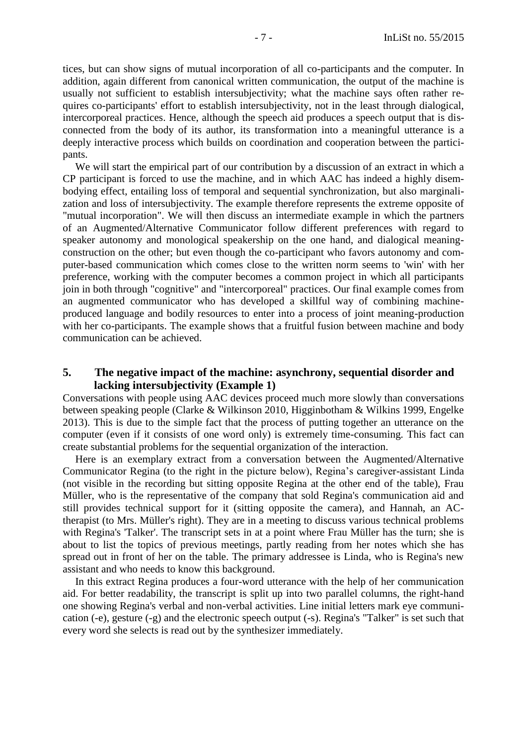tices, but can show signs of mutual incorporation of all co-participants and the computer. In addition, again different from canonical written communication, the output of the machine is usually not sufficient to establish intersubjectivity; what the machine says often rather requires co-participants' effort to establish intersubjectivity, not in the least through dialogical, intercorporeal practices. Hence, although the speech aid produces a speech output that is disconnected from the body of its author, its transformation into a meaningful utterance is a deeply interactive process which builds on coordination and cooperation between the participants.

We will start the empirical part of our contribution by a discussion of an extract in which a CP participant is forced to use the machine, and in which AAC has indeed a highly disembodying effect, entailing loss of temporal and sequential synchronization, but also marginalization and loss of intersubjectivity. The example therefore represents the extreme opposite of "mutual incorporation". We will then discuss an intermediate example in which the partners of an Augmented/Alternative Communicator follow different preferences with regard to speaker autonomy and monological speakership on the one hand, and dialogical meaning-construction on the other; but even though the co-participant who favors autonomy and computer-based communication which comes close to the written norm seems to 'win' with her preference, working with the computer becomes a common project in which all participants join in both through "cognitive" and "intercorporeal" practices. Our final example comes from an augmented communicator who has developed a skillful way of combining machine-produced language and bodily resources to enter into a process of joint meaning-production with her co-participants. The example shows that a fruitful fusion between machine and body communication can be achieved.

## 5. The negative impact of the machine: asynchrony, sequential disorder and lacking intersubjectivity (Example 1)

Conversations with people using AAC devices proceed much more slowly than conversations between speaking people (Clarke & Wilkinson 2010, Higginbotham & Wilkins 1999, Engelke 2013). This is due to the simple fact that the process of putting together an utterance on the computer (even if it consists of one word only) is extremely time-consuming. This fact can create substantial problems for the sequential organization of the interaction.

Here is an exemplary extract from a conversation between the Augmented/Alternative Communicator Regina (to the right in the picture below), Regina's caregiver-assistant Linda (not visible in the recording but sitting opposite Regina at the other end of the table), Frau Müller, who is the representative of the company that sold Regina's communication aid and still provides technical support for it (sitting opposite the camera), and Hannah, an AC-therapist (to Mrs. Müller's right). They are in a meeting to discuss various technical problems with Regina's 'Talker'. The transcript sets in at a point where Frau Müller has the turn; she is about to list the topics of previous meetings, partly reading from her notes which she has spread out in front of her on the table. The primary addressee is Linda, who is Regina's new assistant and who needs to know this background.

In this extract Regina produces a four-word utterance with the help of her communication aid. For better readability, the transcript is split up into two parallel columns, the right-hand one showing Regina's verbal and non-verbal activities. Line initial letters mark eye communication (-e), gesture (-g) and the electronic speech output (-s). Regina's "Talker" is set such that every word she selects is read out by the synthesizer immediately.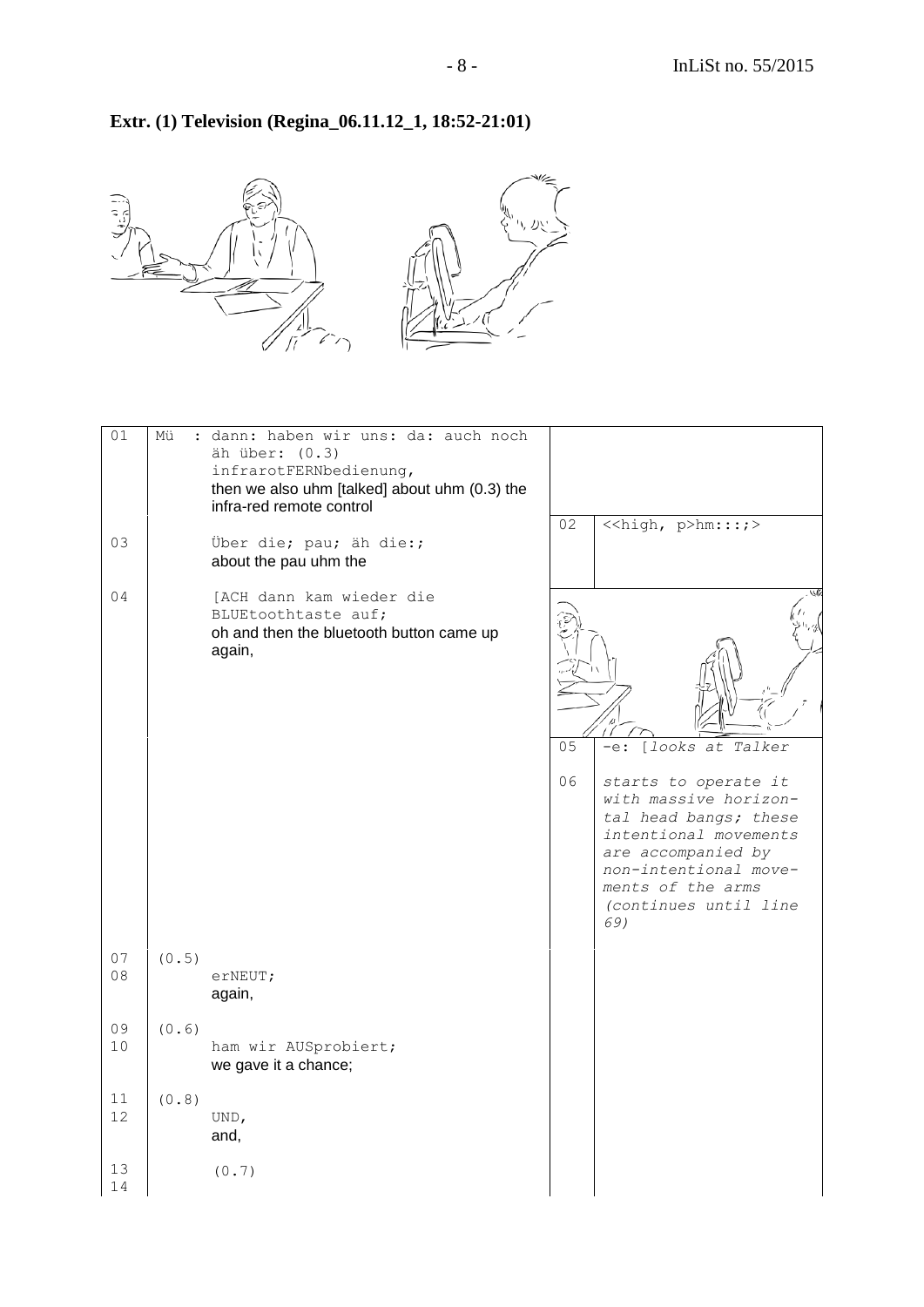**Extr. (1) Television (Regina_06.11.12_1, 18:52-21:01)**

| | | | | |
|---|---|---|---|---|
| 01 | Mü | : dann: haben wir uns: da: auch noch äh über: (0.3) infrarotFERNbedienung,<br>then we also uhm [talked] about uhm (0.3) the infra-red remote control | | |
| | | | 02 | <<high, p>hm:::;> |
| 03 | | Über die; pau; äh die:;<br>about the pau uhm the | | |
| 04 | | [ACH dann kam wieder die BLUEtoothtaste auf;<br>oh and then the bluetooth button came up again, | | |
| | | | 05 | -e: [*looks at Talker* |
| | | | 06 | *starts to operate it with massive horizontal head bangs; these intentional movements are accompanied by non-intentional movements of the arms (continues until line 69)* |
| 07 | (0.5) | | | |
| 08 | | erNEUT;<br>again, | | |
| 09 | (0.6) | | | |
| 10 | | ham wir AUSprobiert;<br>we gave it a chance; | | |
| 11 | (0.8) | | | |
| 12 | | UND,<br>and, | | |
| 13 | | (0.7) | | |
| 14 | | | | |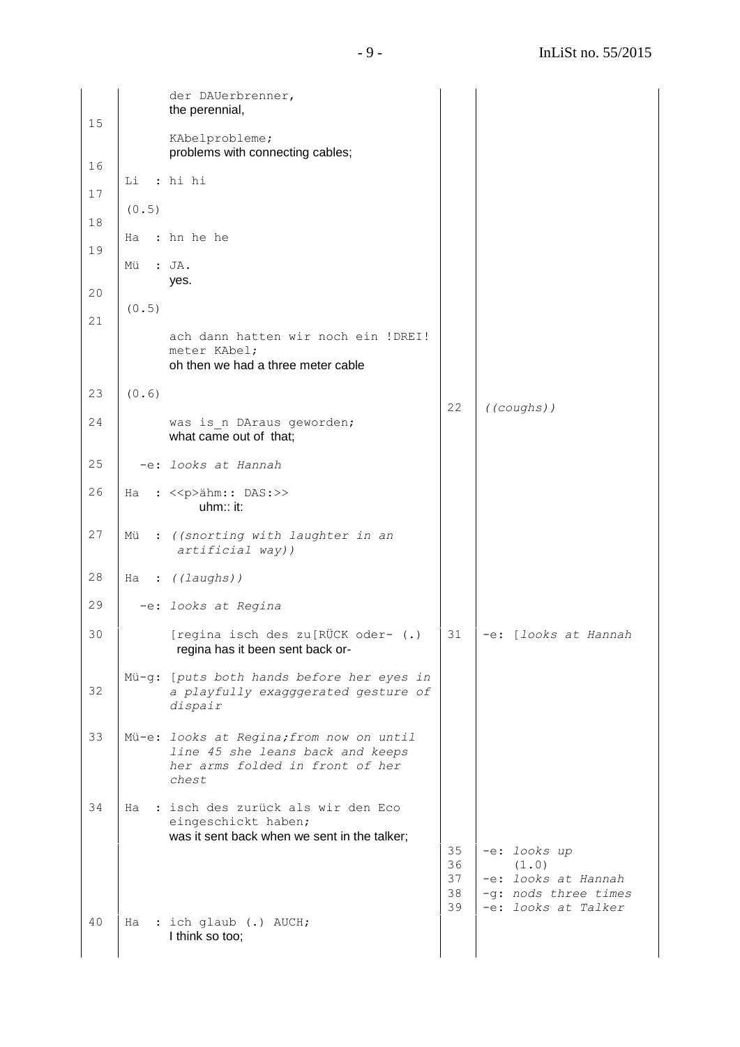| | | | |
|---|---|---|---|
| | der DAUerbrenner,<br>the perennial, | | |
| 15 | KAbelprobleme;<br>problems with connecting cables; | | |
| 16 | Li : hi hi | | |
| 17 | (0.5) | | |
| 18 | Ha : hn he he | | |
| 19 | Mü : JA.<br>yes. | | |
| 20 | (0.5) | | |
| 21 | ach dann hatten wir noch ein !DREI! meter KAbel;<br>oh then we had a three meter cable | | |
| 23 | (0.6) | 22 | *((coughs))* |
| 24 | was is_n DAraus geworden;<br>what came out of that; | | |
| 25 | -e: *looks at Hannah* | | |
| 26 | Ha : <<p>ähm:: DAS:>><br>uhm:: it: | | |
| 27 | Mü : *((snorting with laughter in an artificial way))* | | |
| 28 | Ha : *((laughs))* | | |
| 29 | -e: *looks at Regina* | | |
| 30 | [regina isch des zu[RÜCK oder- (.)<br>regina has it been sent back or- | 31 | -e: [*looks at Hannah* |
| 32 | Mü-g: [*puts both hands before her eyes in a playfully exagggerated gesture of dispair* | | |
| 33 | Mü-e: *looks at Regina;from now on until line 45 she leans back and keeps her arms folded in front of her chest* | | |
| 34 | Ha : isch des zurück als wir den Eco eingeschickt haben;<br>was it sent back when we sent in the talker; | | |
| | | 35<br>36<br>37<br>38<br>39 | -e: *looks up*<br>(1.0)<br>-e: *looks at Hannah*<br>-g: *nods three times*<br>-e: *looks at Talker* |
| 40 | Ha : ich glaub (.) AUCH;<br>I think so too; | | |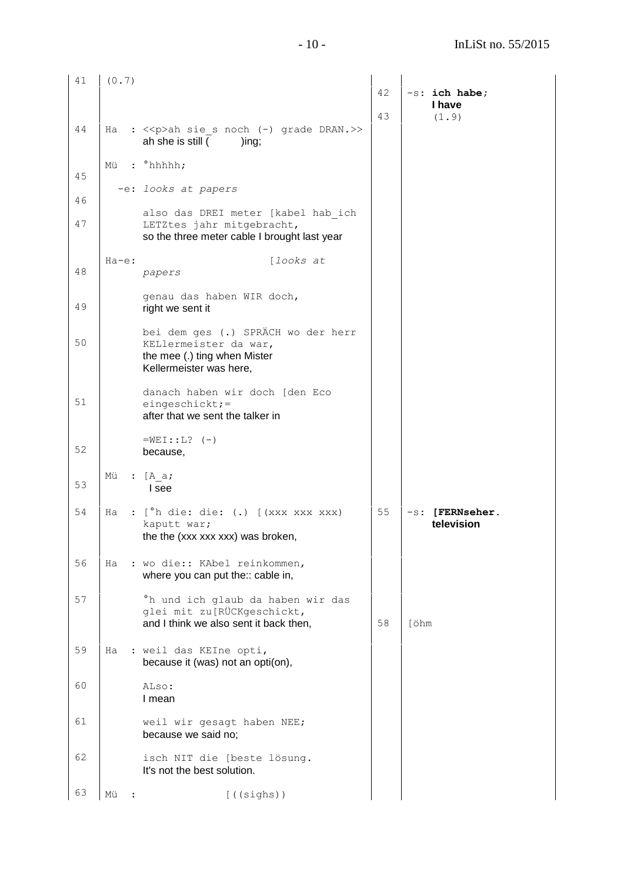| | | | |
|---|---|---|---|
| 41 | (0.7) | | |
| | | 42 | -s: **ich habe;** **I have** |
| | | 43 | (1.9) |
| 44 | Ha : <<p>ah sie_s noch (-) grade DRAN.>> ah she is still (          )ing; | | |
| 45 | Mü : °hhhhh; | | |
| 46 | -e: *looks at papers* | | |
| 47 | also das DREI meter [kabel hab_ich LETZtes jahr mitgebracht, so the three meter cable I brought last year | | |
| 48 | Ha-e: [*looks at papers* | | |
| 49 | genau das haben WIR doch, right we sent it | | |
| 50 | bei dem ges (.) SPRÄCH wo der herr KELlermeister da war, the mee (.) ting when Mister Kellermeister was here, | | |
| 51 | danach haben wir doch [den Eco eingeschickt;= after that we sent the talker in | | |
| 52 | =WEI::L? (-) because, | | |
| 53 | Mü : [A_a; I see | | |
| 54 | Ha : [°h die: die: (.) [(xxx xxx xxx) kaputt war; the the (xxx xxx xxx) was broken, | 55 | -s: **[FERNseher.** **television** |
| 56 | Ha : wo die:: KAbel reinkommen, where you can put the:: cable in, | | |
| 57 | °h und ich glaub da haben wir das glei mit zu[RÜCKgeschickt, and I think we also sent it back then, | 58 | [öhm |
| 59 | Ha : weil das KEIne opti, because it (was) not an opti(on), | | |
| 60 | ALso: I mean | | |
| 61 | weil wir gesagt haben NEE; because we said no; | | |
| 62 | isch NIT die [beste lösung. It's not the best solution. | | |
| 63 | Mü : [((sighs)) | | |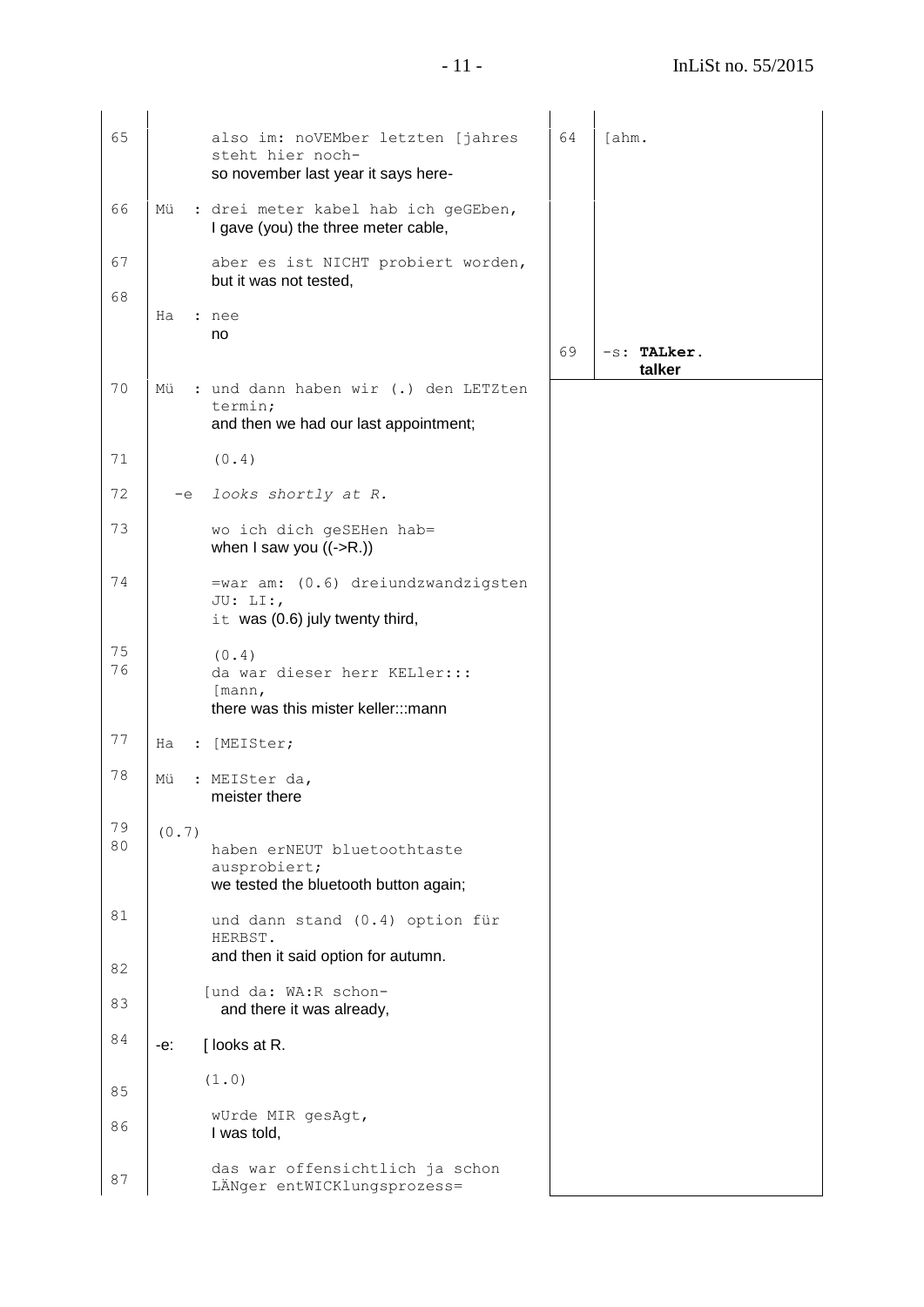| | | | | |
|---|---|---|---|---|
| 65 | | also im: noVEMber letzten [jahres steht hier noch-<br>so november last year it says here- | 64 | [ahm. |
| 66 | Mü | : drei meter kabel hab ich geGEben,<br>I gave (you) the three meter cable, | | |
| 67 | | aber es ist NICHT probiert worden,<br>but it was not tested, | | |
| 68 | Ha | : nee<br>no | | |
| | | | 69 | -s: **TALker.**<br>**talker** |
| 70 | Mü | : und dann haben wir (.) den LETZten termin;<br>and then we had our last appointment; | | |
| 71 | | (0.4) | | |
| 72 | -e | *looks shortly at R.* | | |
| 73 | | wo ich dich geSEHen hab=<br>when I saw you ((->R.)) | | |
| 74 | | =war am: (0.6) dreiundzwandzigsten JU: LI:,<br>it was (0.6) july twenty third, | | |
| 75 | | (0.4) | | |
| 76 | | da war dieser herr KELler::: [mann,<br>there was this mister keller:::mann | | |
| 77 | Ha | : [MEISter; | | |
| 78 | Mü | : MEISter da,<br>meister there | | |
| 79 | (0.7) | | | |
| 80 | | haben erNEUT bluetoothtaste ausprobiert;<br>we tested the bluetooth button again; | | |
| 81 | | und dann stand (0.4) option für HERBST.<br>and then it said option for autumn. | | |
| 82 | | [und da: WA:R schon-<br>and there it was already, | | |
| 83 | -e: | [ looks at R. | | |
| 84 | | (1.0) | | |
| 85 | | wUrde MIR gesAgt,<br>I was told, | | |
| 86 | | das war offensichtlich ja schon LÄNger entWICKlungsprozess= | | |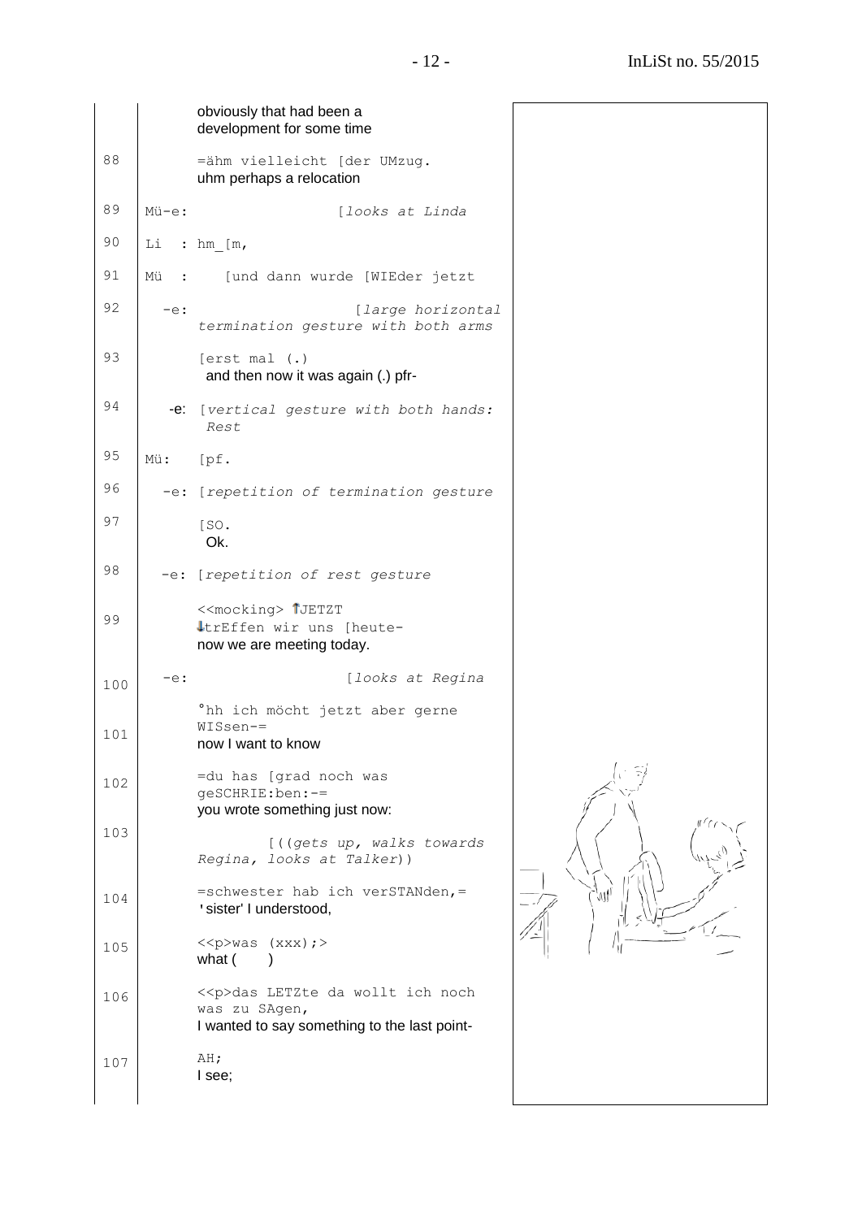```
       obviously that had been a
       development for some time
88          =ähm vielleicht [der UMzug.
       uhm perhaps a relocation
89   Mü-e:                [looks at Linda
90   Li  : hm_[m,
91   Mü  :    [und dann wurde [WIEder jetzt
92     -e:                    [large horizontal
           termination gesture with both arms
93          [erst mal (.)
       and then now it was again (.) pfr-
94     -e: [vertical gesture with both hands:
           Rest
95   Mü:   [pf.
96     -e: [repetition of termination gesture
97          [SO.
       Ok.
98     -e: [repetition of rest gesture
99          <<mocking> ↑JETZT
            ↓trEffen wir uns [heute-
       now we are meeting today.
100    -e:                  [looks at Regina
101         °hh ich möcht jetzt aber gerne
            WISsen-=
       now I want to know
102         =du has [grad noch was
            geSCHRIE:ben:-=
       you wrote something just now:
103                [((gets up, walks towards
            Regina, looks at Talker))
104         =schwester hab ich verSTANden,=
       'sister' I understood,
105         <<p>was (xxx);>
       what (      )
106         <<p>das LETZte da wollt ich noch
            was zu SAgen,
       I wanted to say something to the last point-
107         AH;
       I see;
```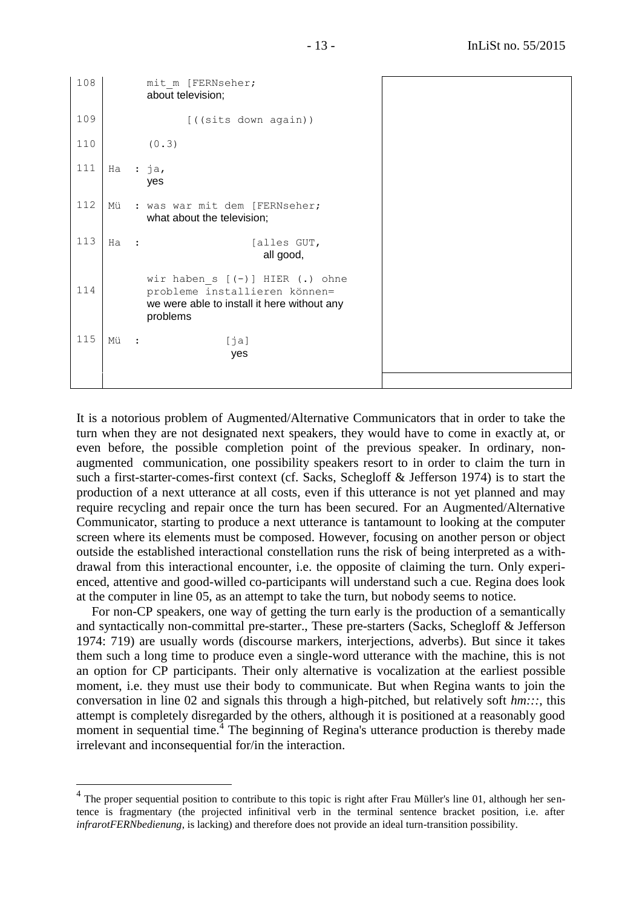| | | | |
|---|---|---|---|
| 108 | | mit_m [FERNseher;<br>about television; | |
| 109 | | [((sits down again)) | |
| 110 | | (0.3) | |
| 111 | Ha : | ja,<br>yes | |
| 112 | Mü : | was war mit dem [FERNseher;<br>what about the television; | |
| 113 | Ha : | [alles GUT,<br>all good, | |
| 114 | | wir haben_s [(-)] HIER (.) ohne probleme installieren können=<br>we were able to install it here without any problems | |
| 115 | Mü : | [ja]<br>yes | |

It is a notorious problem of Augmented/Alternative Communicators that in order to take the turn when they are not designated next speakers, they would have to come in exactly at, or even before, the possible completion point of the previous speaker. In ordinary, non-augmented communication, one possibility speakers resort to in order to claim the turn in such a first-starter-comes-first context (cf. Sacks, Schegloff & Jefferson 1974) is to start the production of a next utterance at all costs, even if this utterance is not yet planned and may require recycling and repair once the turn has been secured. For an Augmented/Alternative Communicator, starting to produce a next utterance is tantamount to looking at the computer screen where its elements must be composed. However, focusing on another person or object outside the established interactional constellation runs the risk of being interpreted as a withdrawal from this interactional encounter, i.e. the opposite of claiming the turn. Only experienced, attentive and good-willed co-participants will understand such a cue. Regina does look at the computer in line 05, as an attempt to take the turn, but nobody seems to notice.

For non-CP speakers, one way of getting the turn early is the production of a semantically and syntactically non-committal pre-starter., These pre-starters (Sacks, Schegloff & Jefferson 1974: 719) are usually words (discourse markers, interjections, adverbs). But since it takes them such a long time to produce even a single-word utterance with the machine, this is not an option for CP participants. Their only alternative is vocalization at the earliest possible moment, i.e. they must use their body to communicate. But when Regina wants to join the conversation in line 02 and signals this through a high-pitched, but relatively soft *hm:::*, this attempt is completely disregarded by the others, although it is positioned at a reasonably good moment in sequential time.[4] The beginning of Regina's utterance production is thereby made irrelevant and inconsequential for/in the interaction.

[4] The proper sequential position to contribute to this topic is right after Frau Müller's line 01, although her sentence is fragmentary (the projected infinitival verb in the terminal sentence bracket position, i.e. after *infrarotFERNbedienung*, is lacking) and therefore does not provide an ideal turn-transition possibility.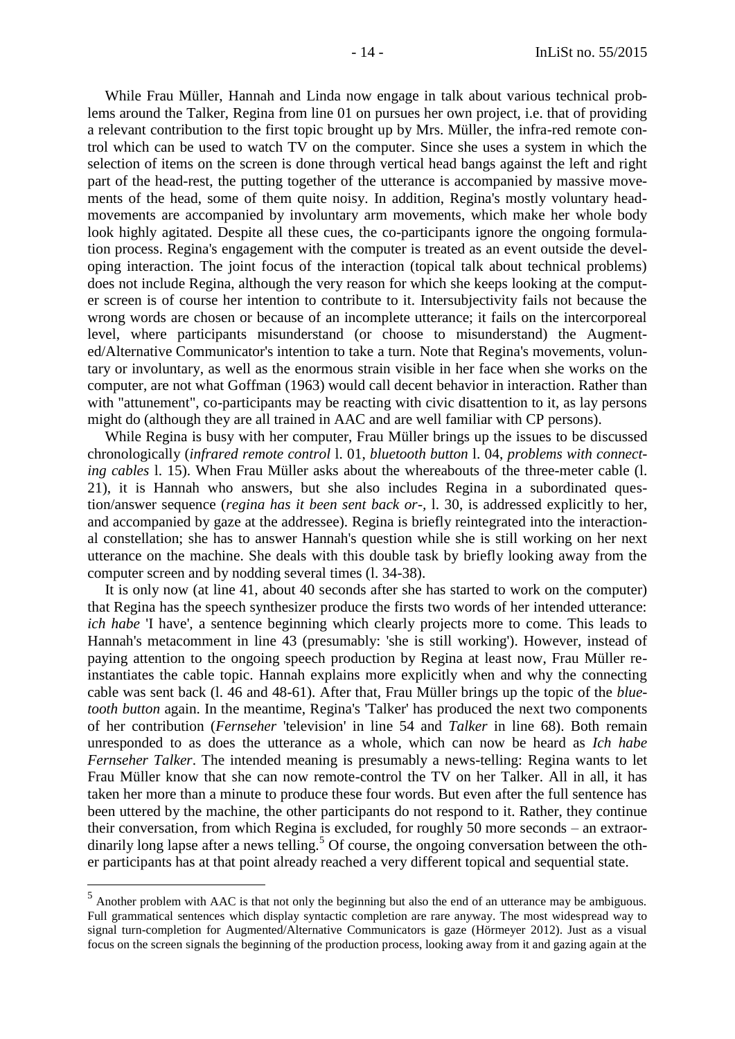While Frau Müller, Hannah and Linda now engage in talk about various technical problems around the Talker, Regina from line 01 on pursues her own project, i.e. that of providing a relevant contribution to the first topic brought up by Mrs. Müller, the infra-red remote control which can be used to watch TV on the computer. Since she uses a system in which the selection of items on the screen is done through vertical head bangs against the left and right part of the head-rest, the putting together of the utterance is accompanied by massive movements of the head, some of them quite noisy. In addition, Regina's mostly voluntary head-movements are accompanied by involuntary arm movements, which make her whole body look highly agitated. Despite all these cues, the co-participants ignore the ongoing formulation process. Regina's engagement with the computer is treated as an event outside the developing interaction. The joint focus of the interaction (topical talk about technical problems) does not include Regina, although the very reason for which she keeps looking at the computer screen is of course her intention to contribute to it. Intersubjectivity fails not because the wrong words are chosen or because of an incomplete utterance; it fails on the intercorporeal level, where participants misunderstand (or choose to misunderstand) the Augmented/Alternative Communicator's intention to take a turn. Note that Regina's movements, voluntary or involuntary, as well as the enormous strain visible in her face when she works on the computer, are not what Goffman (1963) would call decent behavior in interaction. Rather than with "attunement", co-participants may be reacting with civic disattention to it, as lay persons might do (although they are all trained in AAC and are well familiar with CP persons).

While Regina is busy with her computer, Frau Müller brings up the issues to be discussed chronologically (*infrared remote control* l. 01, *bluetooth button* l. 04, *problems with connecting cables* l. 15). When Frau Müller asks about the whereabouts of the three-meter cable (l. 21), it is Hannah who answers, but she also includes Regina in a subordinated question/answer sequence (*regina has it been sent back or-*, l. 30, is addressed explicitly to her, and accompanied by gaze at the addressee). Regina is briefly reintegrated into the interactional constellation; she has to answer Hannah's question while she is still working on her next utterance on the machine. She deals with this double task by briefly looking away from the computer screen and by nodding several times (l. 34-38).

It is only now (at line 41, about 40 seconds after she has started to work on the computer) that Regina has the speech synthesizer produce the firsts two words of her intended utterance: *ich habe* 'I have', a sentence beginning which clearly projects more to come. This leads to Hannah's metacomment in line 43 (presumably: 'she is still working'). However, instead of paying attention to the ongoing speech production by Regina at least now, Frau Müller re-instantiates the cable topic. Hannah explains more explicitly when and why the connecting cable was sent back (l. 46 and 48-61). After that, Frau Müller brings up the topic of the *bluetooth button* again. In the meantime, Regina's 'Talker' has produced the next two components of her contribution (*Fernseher* 'television' in line 54 and *Talker* in line 68). Both remain unresponded to as does the utterance as a whole, which can now be heard as *Ich habe Fernseher Talker*. The intended meaning is presumably a news-telling: Regina wants to let Frau Müller know that she can now remote-control the TV on her Talker. All in all, it has taken her more than a minute to produce these four words. But even after the full sentence has been uttered by the machine, the other participants do not respond to it. Rather, they continue their conversation, from which Regina is excluded, for roughly 50 more seconds – an extraordinarily long lapse after a news telling.[5] Of course, the ongoing conversation between the other participants has at that point already reached a very different topical and sequential state.

[5] Another problem with AAC is that not only the beginning but also the end of an utterance may be ambiguous. Full grammatical sentences which display syntactic completion are rare anyway. The most widespread way to signal turn-completion for Augmented/Alternative Communicators is gaze (Hörmeyer 2012). Just as a visual focus on the screen signals the beginning of the production process, looking away from it and gazing again at the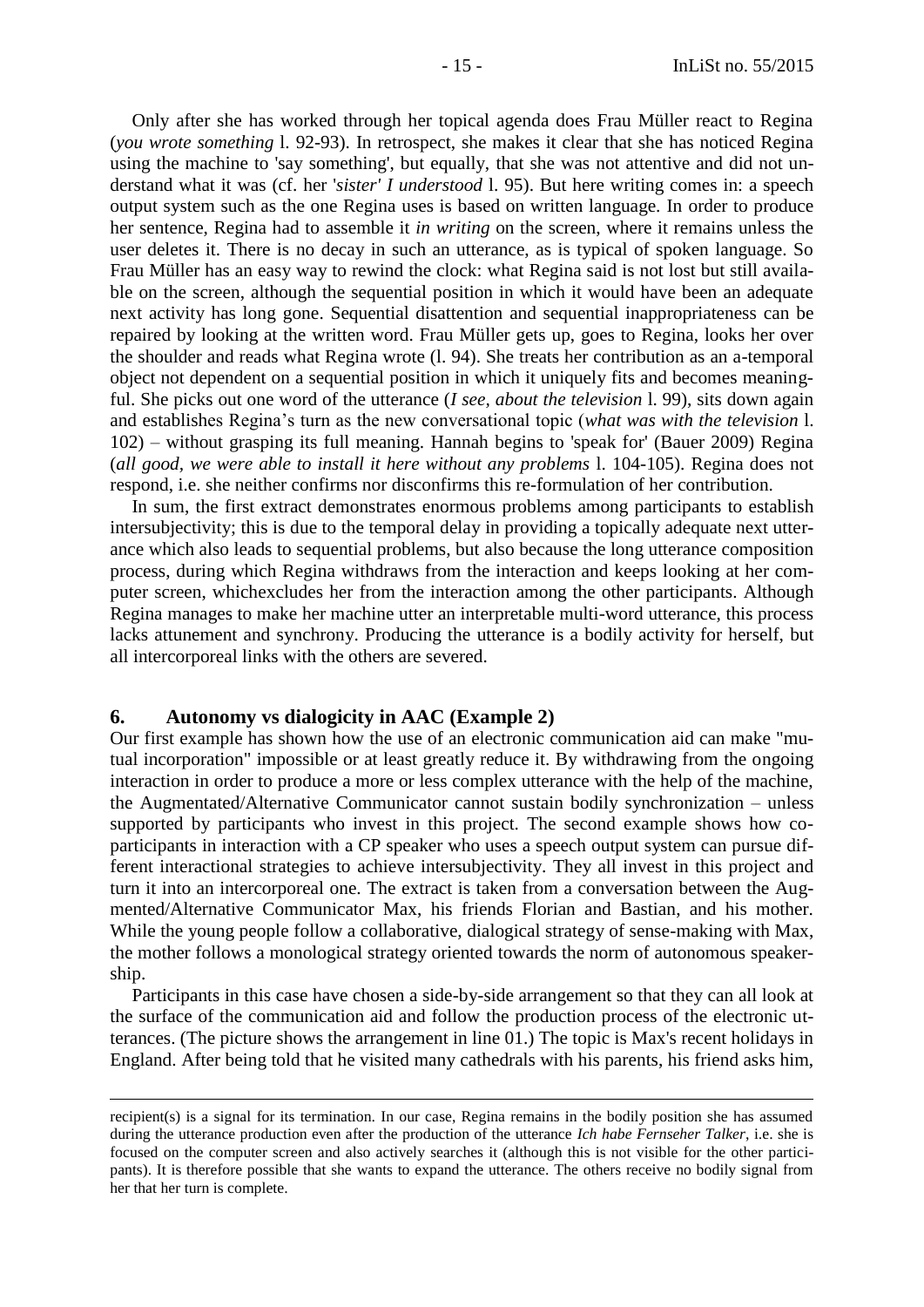Only after she has worked through her topical agenda does Frau Müller react to Regina (*you wrote something* l. 92-93). In retrospect, she makes it clear that she has noticed Regina using the machine to 'say something', but equally, that she was not attentive and did not understand what it was (cf. her '*sister' I understood* l. 95). But here writing comes in: a speech output system such as the one Regina uses is based on written language. In order to produce her sentence, Regina had to assemble it *in writing* on the screen, where it remains unless the user deletes it. There is no decay in such an utterance, as is typical of spoken language. So Frau Müller has an easy way to rewind the clock: what Regina said is not lost but still available on the screen, although the sequential position in which it would have been an adequate next activity has long gone. Sequential disattention and sequential inappropriateness can be repaired by looking at the written word. Frau Müller gets up, goes to Regina, looks her over the shoulder and reads what Regina wrote (l. 94). She treats her contribution as an a-temporal object not dependent on a sequential position in which it uniquely fits and becomes meaningful. She picks out one word of the utterance (*I see, about the television* l. 99), sits down again and establishes Regina's turn as the new conversational topic (*what was with the television* l. 102) – without grasping its full meaning. Hannah begins to 'speak for' (Bauer 2009) Regina (*all good, we were able to install it here without any problems* l. 104-105). Regina does not respond, i.e. she neither confirms nor disconfirms this re-formulation of her contribution.

In sum, the first extract demonstrates enormous problems among participants to establish intersubjectivity; this is due to the temporal delay in providing a topically adequate next utterance which also leads to sequential problems, but also because the long utterance composition process, during which Regina withdraws from the interaction and keeps looking at her computer screen, whichexcludes her from the interaction among the other participants. Although Regina manages to make her machine utter an interpretable multi-word utterance, this process lacks attunement and synchrony. Producing the utterance is a bodily activity for herself, but all intercorporeal links with the others are severed.

## 6. Autonomy vs dialogicity in AAC (Example 2)

Our first example has shown how the use of an electronic communication aid can make "mutual incorporation" impossible or at least greatly reduce it. By withdrawing from the ongoing interaction in order to produce a more or less complex utterance with the help of the machine, the Augmentated/Alternative Communicator cannot sustain bodily synchronization – unless supported by participants who invest in this project. The second example shows how co-participants in interaction with a CP speaker who uses a speech output system can pursue different interactional strategies to achieve intersubjectivity. They all invest in this project and turn it into an intercorporeal one. The extract is taken from a conversation between the Augmented/Alternative Communicator Max, his friends Florian and Bastian, and his mother. While the young people follow a collaborative, dialogical strategy of sense-making with Max, the mother follows a monological strategy oriented towards the norm of autonomous speakership.

Participants in this case have chosen a side-by-side arrangement so that they can all look at the surface of the communication aid and follow the production process of the electronic utterances. (The picture shows the arrangement in line 01.) The topic is Max's recent holidays in England. After being told that he visited many cathedrals with his parents, his friend asks him,

---

recipient(s) is a signal for its termination. In our case, Regina remains in the bodily position she has assumed during the utterance production even after the production of the utterance *Ich habe Fernseher Talker*, i.e. she is focused on the computer screen and also actively searches it (although this is not visible for the other participants). It is therefore possible that she wants to expand the utterance. The others receive no bodily signal from her that her turn is complete.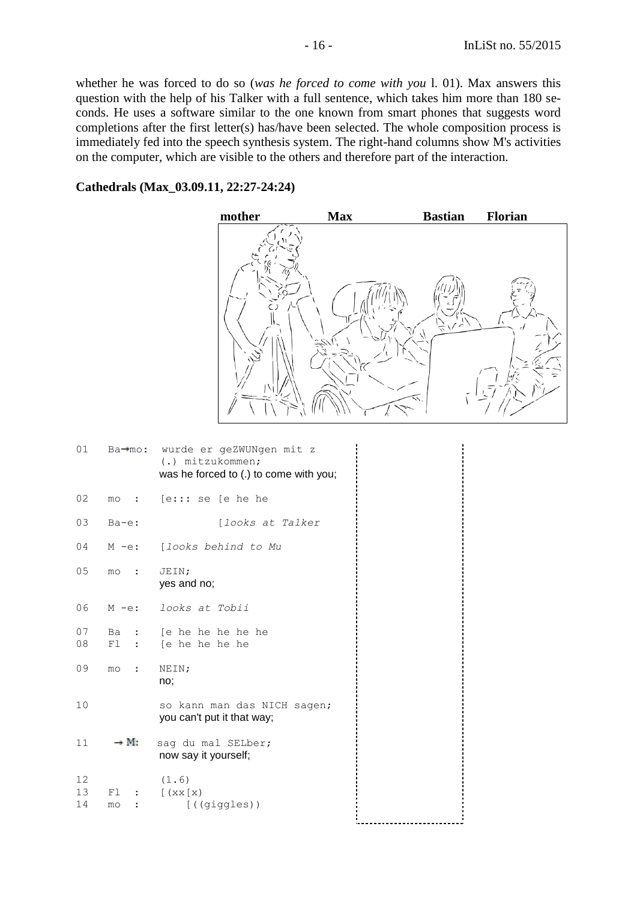whether he was forced to do so (*was he forced to come with you* l. 01). Max answers this question with the help of his Talker with a full sentence, which takes him more than 180 seconds. He uses a software similar to the one known from smart phones that suggests word completions after the first letter(s) has/have been selected. The whole composition process is immediately fed into the speech synthesis system. The right-hand columns show M's activities on the computer, which are visible to the others and therefore part of the interaction.

**Cathedrals (Max_03.09.11, 22:27-24:24)**

**mother** **Max** **Bastian** **Florian**

```
01   Ba→mo:  wurde er geZWUNgen mit z
             (.) mitzukommen;
             was he forced to (.) to come with you;

02   mo  :   [e::: se [e he he

03   Ba-e:            [looks at Talker

04   M -e:   [looks behind to Mu

05   mo  :   JEIN;
             yes and no;

06   M -e:   looks at Tobii

07   Ba  :   [e he he he he he
08   Fl  :   [e he he he he

09   mo  :   NEIN;
             no;

10           so kann man das NICH sagen;
             you can't put it that way;

11    → M:   sag du mal SELber;
             now say it yourself;

12           (1.6)
13   Fl  :   [(xx[x)
14   mo  :       [((giggles))
```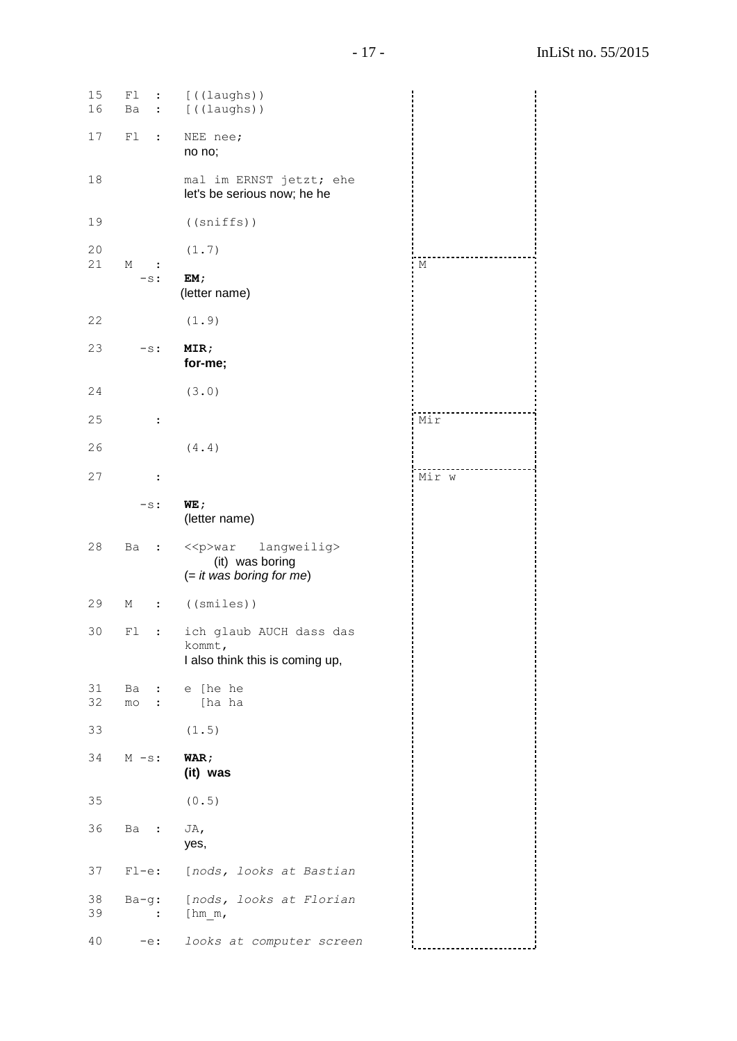```
15   Fl  :   [((laughs))
16   Ba  :   [((laughs))

17   Fl  :   NEE nee;
             no no;

18           mal im ERNST jetzt; ehe
             let's be serious now; he he

19           ((sniffs))

20           (1.7)                                  
21   M   :                                          | M
       -s:   EM;
             (letter name)

22           (1.9)

23     -s:   MIR;
             for-me;

24           (3.0)

25       :                                          | Mir

26           (4.4)

27       :                                          | Mir w

       -s:   WE;
             (letter name)

28   Ba  :   <<p>war   langweilig>
                 (it) was boring
             (= it was boring for me)

29   M   :   ((smiles))

30   Fl  :   ich glaub AUCH dass das
             kommt,
             I also think this is coming up,

31   Ba  :   e [he he
32   mo  :     [ha ha

33           (1.5)

34   M -s:   WAR;
             (it) was

35           (0.5)

36   Ba  :   JA,
             yes,

37   Fl-e:   [nods, looks at Bastian

38   Ba-g:   [nods, looks at Florian
39       :   [hm_m,

40     -e:   looks at computer screen
```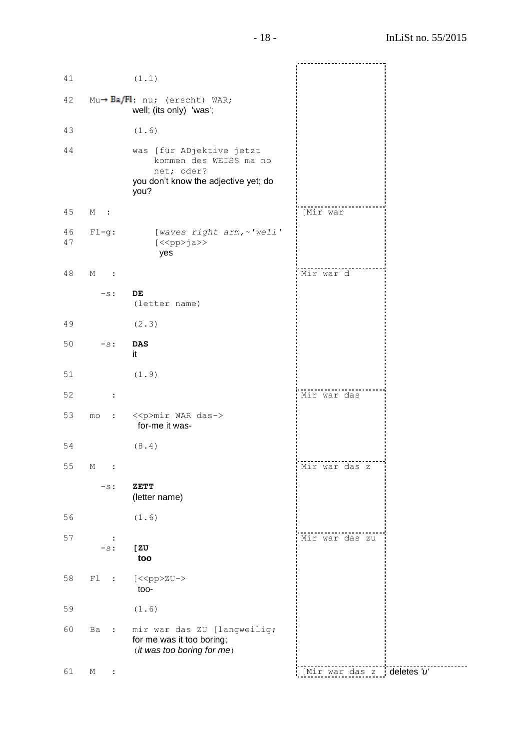| | | | | |
|---|---|---|---|---|
| 41 | | (1.1) | | |
| 42 | Mu→ Ba/Fl: | nu; (erscht) WAR;<br>well; (its only) 'was'; | | |
| 43 | | (1.6) | | |
| 44 | | was [für ADjektive jetzt kommen des WEISS ma no net; oder?<br>you don't know the adjective yet; do you? | | |
| 45 | M : | | [Mir war | |
| 46<br>47 | Fl-g: | [*waves right arm,~'well'*<br>[<<pp>ja>><br>yes | | |
| 48 | M : | | Mir war d | |
| | -s: | **DE**<br>(letter name) | | |
| 49 | | (2.3) | | |
| 50 | -s: | **DAS**<br>it | | |
| 51 | | (1.9) | | |
| 52 | : | | Mir war das | |
| 53 | mo : | <<p>mir WAR das-><br>for-me it was- | | |
| 54 | | (8.4) | | |
| 55 | M : | | Mir war das z | |
| | -s: | **ZETT**<br>(letter name) | | |
| 56 | | (1.6) | | |
| 57 | :<br>-s: | **[ZU**<br>**too** | Mir war das zu | |
| 58 | Fl : | [<<pp>ZU-><br>too- | | |
| 59 | | (1.6) | | |
| 60 | Ba : | mir war das ZU [langweilig;<br>for me was it too boring;<br>(*it was too boring for me*) | | |
| 61 | M : | | [Mir war das z | deletes *'u'* |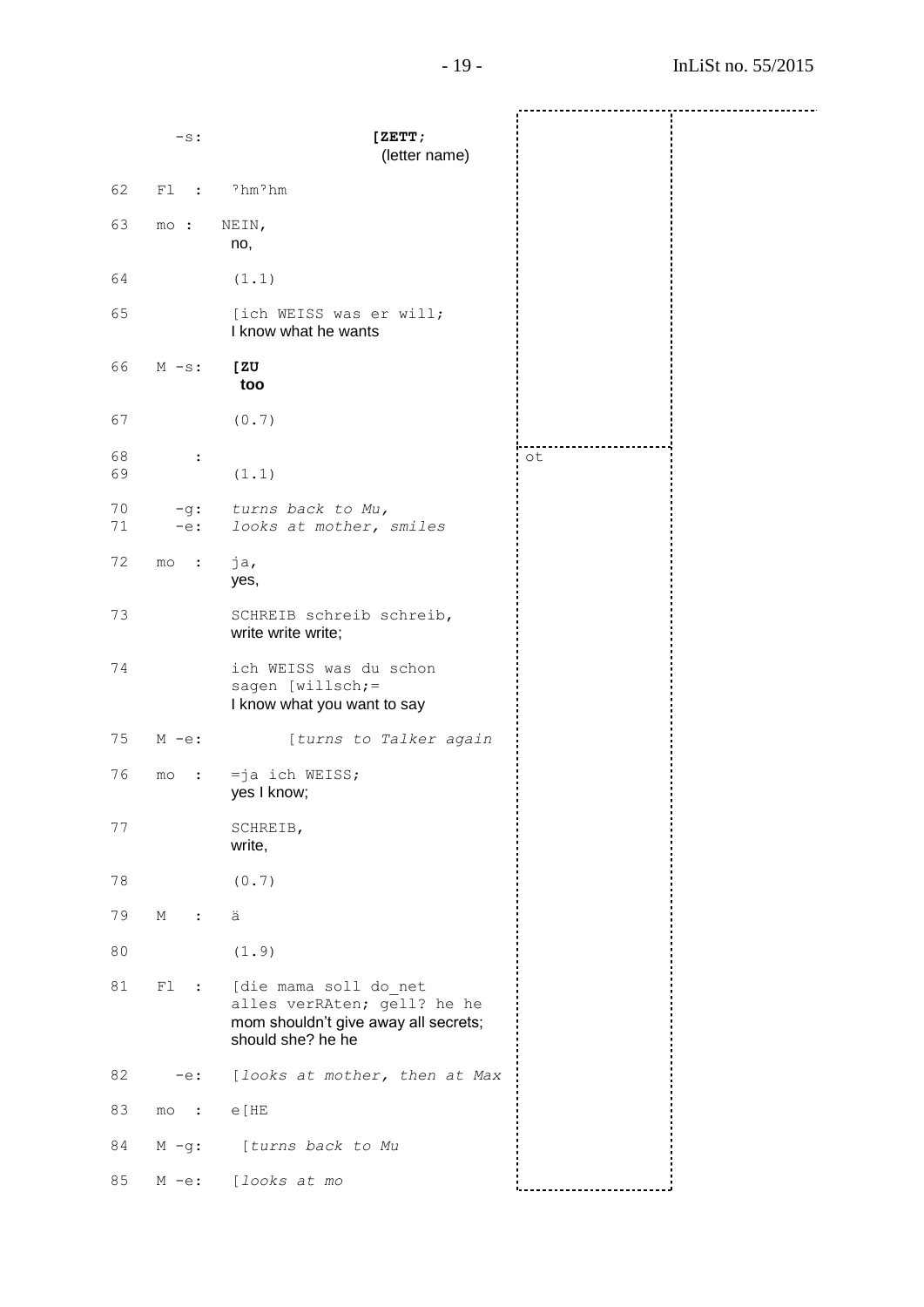```
        -s:               [ZETT;
                          (letter name)

62   Fl  :   ʔhmʔhm

63   mo :   NEIN,
            no,

64          (1.1)

65          [ich WEISS was er will;
            I know what he wants

66   M -s:  [ZU
            too

67          (0.7)

68     :                                              ot
69          (1.1)

70     -g:  turns back to Mu,
71     -e:  looks at mother, smiles

72   mo  :  ja,
            yes,

73          SCHREIB schreib schreib,
            write write write;

74          ich WEISS was du schon
            sagen [willsch;=
            I know what you want to say

75   M -e:       [turns to Talker again

76   mo  :  =ja ich WEISS;
            yes I know;

77          SCHREIB,
            write,

78          (0.7)

79   M   :  ä

80          (1.9)

81   Fl  :  [die mama soll do_net
            alles verRAten; gell? he he
            mom shouldn't give away all secrets;
            should she? he he

82     -e:  [looks at mother, then at Max

83   mo  :  e[HE

84   M -g:   [turns back to Mu

85   M -e:  [looks at mo
```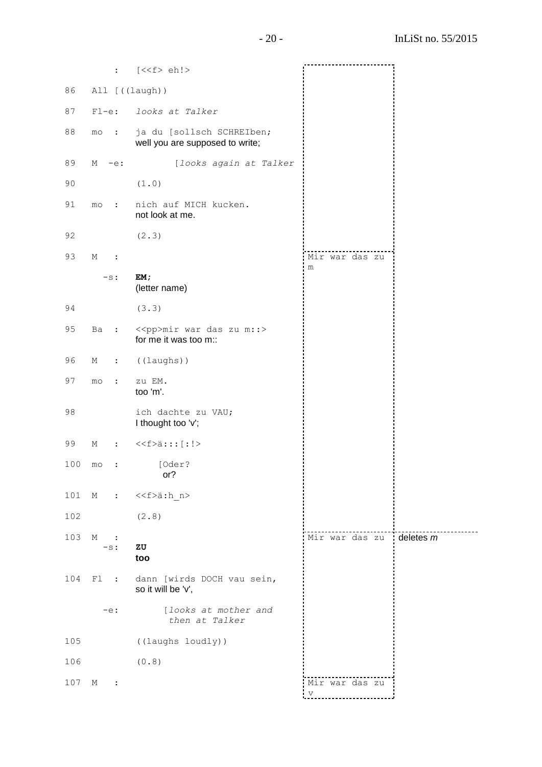| No. | Speaker | Transcript | Screen | Action |
|---|---|---|---|---|
| | : | [<<f> eh!> | | |
| 86 | All | [((laugh)) | | |
| 87 | Fl-e: | *looks at Talker* | | |
| 88 | mo : | ja du [sollsch SCHREIben;<br>well you are supposed to write; | | |
| 89 | M -e: | [*looks again at Talker* | | |
| 90 | | (1.0) | | |
| 91 | mo : | nich auf MICH kucken.<br>not look at me. | | |
| 92 | | (2.3) | | |
| 93 | M : | | Mir war das zu m | |
| | -s: | **EM;**<br>(letter name) | | |
| 94 | | (3.3) | | |
| 95 | Ba : | <<pp>mir war das zu m::><br>for me it was too m:: | | |
| 96 | M : | ((laughs)) | | |
| 97 | mo : | zu EM.<br>too 'm'. | | |
| 98 | | ich dachte zu VAU;<br>I thought too 'v'; | | |
| 99 | M : | <<f>ä:::[:!> | | |
| 100 | mo : | [Oder?<br>or? | | |
| 101 | M : | <<f>ä:h_n> | | |
| 102 | | (2.8) | | |
| 103 | M : | | Mir war das zu | deletes *m* |
| | -s: | **ZU**<br>**too** | | |
| 104 | Fl : | dann [wirds DOCH vau sein,<br>so it will be 'v', | | |
| | -e: | [*looks at mother and then at Talker* | | |
| 105 | | ((laughs loudly)) | | |
| 106 | | (0.8) | | |
| 107 | M : | | Mir war das zu v | |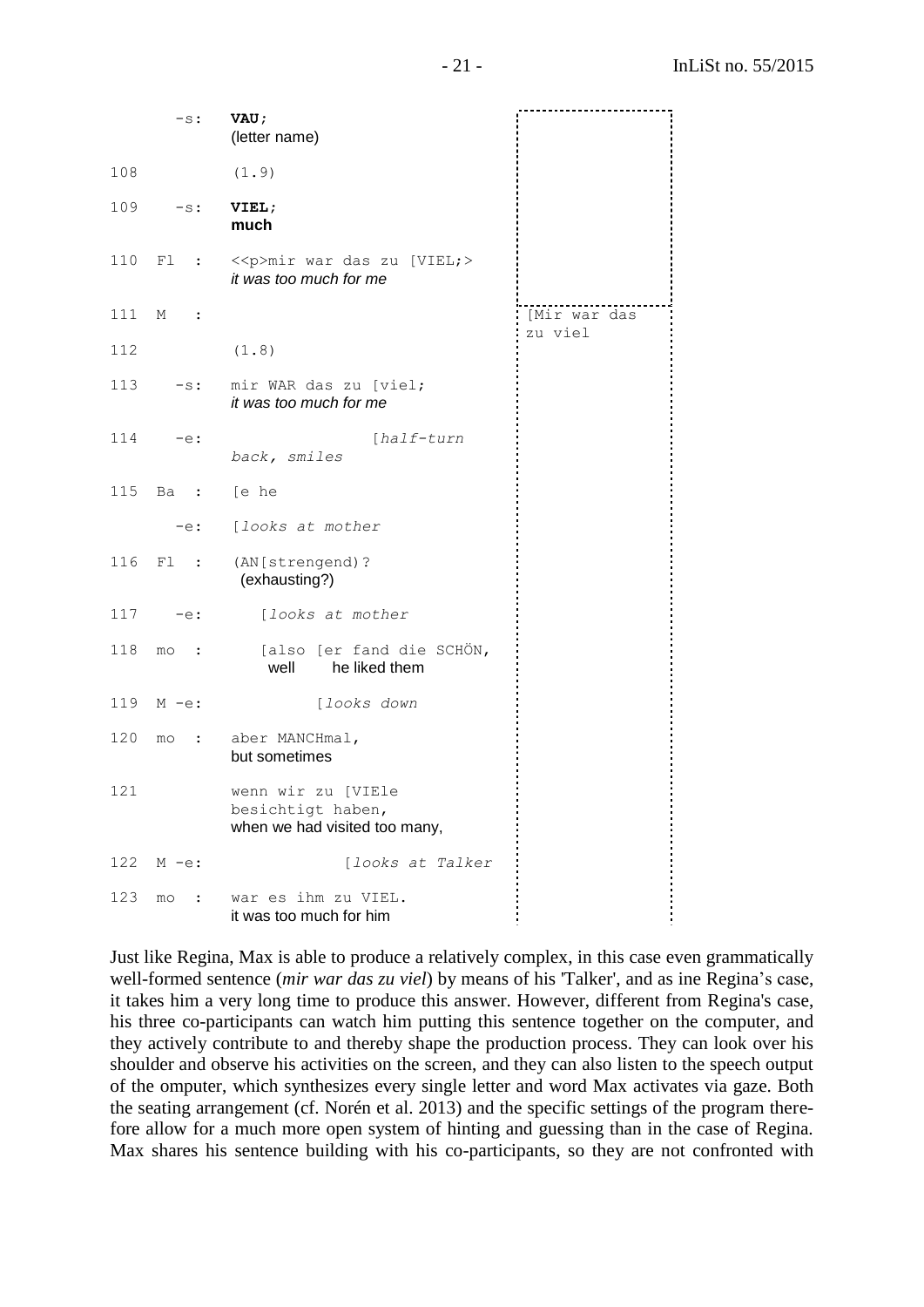```
        -s:  VAU;
             (letter name)

108          (1.9)

109     -s:  VIEL;
             much

110  Fl  :   <<p>mir war das zu [VIEL;>
             it was too much for me

111  M   :                                        [Mir war das
                                                  zu viel
112          (1.8)

113     -s:  mir WAR das zu [viel;
             it was too much for me

114     -e:                 [half-turn
             back, smiles

115  Ba  :   [e he

        -e:  [looks at mother

116  Fl  :   (AN[strengend)?
              (exhausting?)

117     -e:     [looks at mother

118  mo  :      [also [er fand die SCHÖN,
                 well      he liked them

119  M -e:            [looks down

120  mo  :   aber MANCHmal,
             but sometimes

121          wenn wir zu [VIEle
             besichtigt haben,
             when we had visited too many,

122  M -e:                [looks at Talker

123  mo  :   war es ihm zu VIEL.
             it was too much for him
```

Just like Regina, Max is able to produce a relatively complex, in this case even grammatically well-formed sentence (*mir war das zu viel*) by means of his 'Talker', and as ine Regina's case, it takes him a very long time to produce this answer. However, different from Regina's case, his three co-participants can watch him putting this sentence together on the computer, and they actively contribute to and thereby shape the production process. They can look over his shoulder and observe his activities on the screen, and they can also listen to the speech output of the omputer, which synthesizes every single letter and word Max activates via gaze. Both the seating arrangement (cf. Norén et al. 2013) and the specific settings of the program therefore allow for a much more open system of hinting and guessing than in the case of Regina. Max shares his sentence building with his co-participants, so they are not confronted with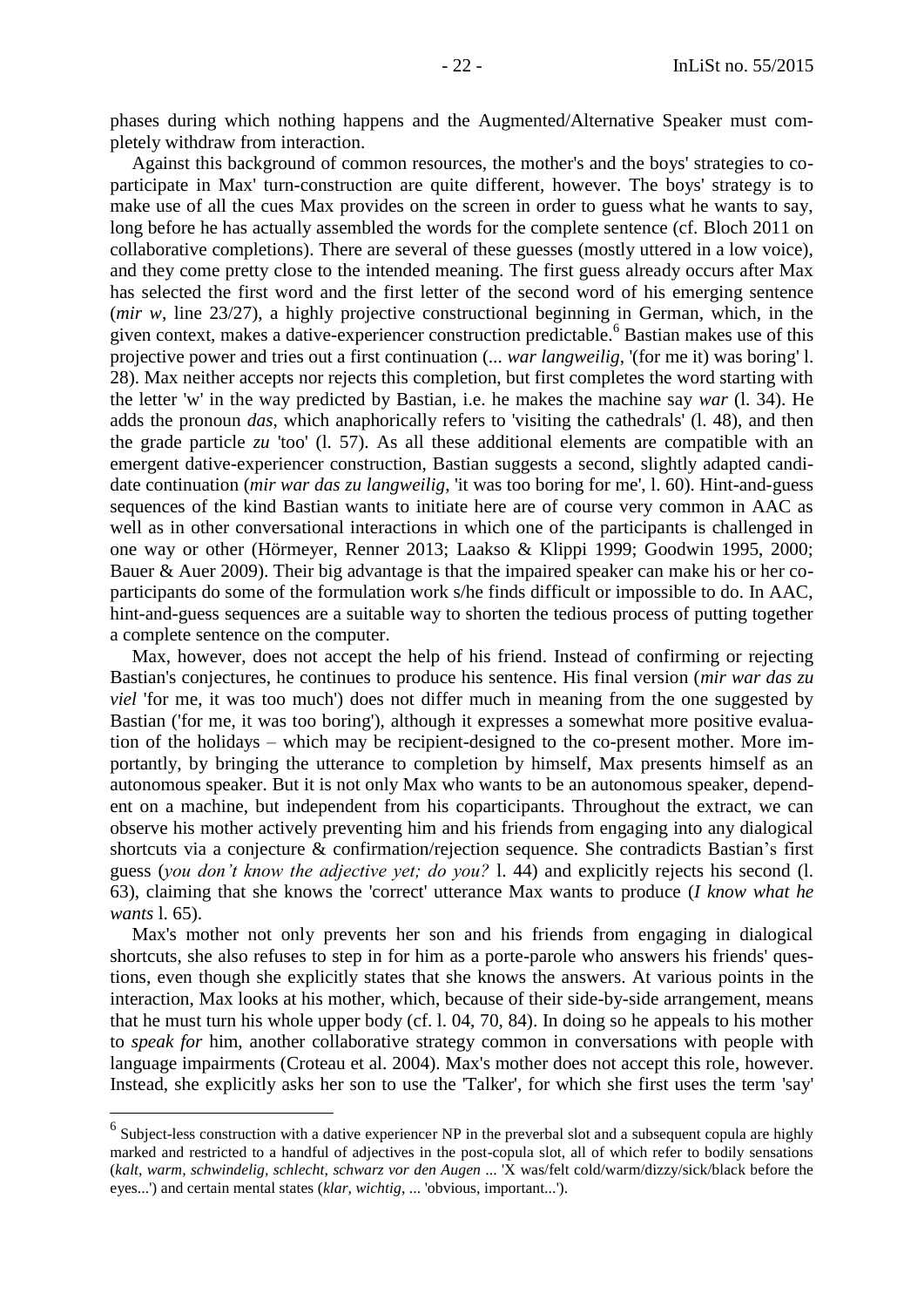phases during which nothing happens and the Augmented/Alternative Speaker must completely withdraw from interaction.

Against this background of common resources, the mother's and the boys' strategies to coparticipate in Max' turn-construction are quite different, however. The boys' strategy is to make use of all the cues Max provides on the screen in order to guess what he wants to say, long before he has actually assembled the words for the complete sentence (cf. Bloch 2011 on collaborative completions). There are several of these guesses (mostly uttered in a low voice), and they come pretty close to the intended meaning. The first guess already occurs after Max has selected the first word and the first letter of the second word of his emerging sentence (*mir w*, line 23/27), a highly projective constructional beginning in German, which, in the given context, makes a dative-experiencer construction predictable.[6] Bastian makes use of this projective power and tries out a first continuation (... *war langweilig*, '(for me it) was boring' l. 28). Max neither accepts nor rejects this completion, but first completes the word starting with the letter 'w' in the way predicted by Bastian, i.e. he makes the machine say *war* (l. 34). He adds the pronoun *das*, which anaphorically refers to 'visiting the cathedrals' (l. 48), and then the grade particle *zu* 'too' (l. 57). As all these additional elements are compatible with an emergent dative-experiencer construction, Bastian suggests a second, slightly adapted candidate continuation (*mir war das zu langweilig*, 'it was too boring for me', l. 60). Hint-and-guess sequences of the kind Bastian wants to initiate here are of course very common in AAC as well as in other conversational interactions in which one of the participants is challenged in one way or other (Hörmeyer, Renner 2013; Laakso & Klippi 1999; Goodwin 1995, 2000; Bauer & Auer 2009). Their big advantage is that the impaired speaker can make his or her coparticipants do some of the formulation work s/he finds difficult or impossible to do. In AAC, hint-and-guess sequences are a suitable way to shorten the tedious process of putting together a complete sentence on the computer.

Max, however, does not accept the help of his friend. Instead of confirming or rejecting Bastian's conjectures, he continues to produce his sentence. His final version (*mir war das zu viel* 'for me, it was too much') does not differ much in meaning from the one suggested by Bastian ('for me, it was too boring'), although it expresses a somewhat more positive evaluation of the holidays – which may be recipient-designed to the co-present mother. More importantly, by bringing the utterance to completion by himself, Max presents himself as an autonomous speaker. But it is not only Max who wants to be an autonomous speaker, dependent on a machine, but independent from his coparticipants. Throughout the extract, we can observe his mother actively preventing him and his friends from engaging into any dialogical shortcuts via a conjecture & confirmation/rejection sequence. She contradicts Bastian's first guess (*you don't know the adjective yet; do you?* l. 44) and explicitly rejects his second (l. 63), claiming that she knows the 'correct' utterance Max wants to produce (*I know what he wants* l. 65).

Max's mother not only prevents her son and his friends from engaging in dialogical shortcuts, she also refuses to step in for him as a porte-parole who answers his friends' questions, even though she explicitly states that she knows the answers. At various points in the interaction, Max looks at his mother, which, because of their side-by-side arrangement, means that he must turn his whole upper body (cf. l. 04, 70, 84). In doing so he appeals to his mother to *speak for* him, another collaborative strategy common in conversations with people with language impairments (Croteau et al. 2004). Max's mother does not accept this role, however. Instead, she explicitly asks her son to use the 'Talker', for which she first uses the term 'say'

---

[6] Subject-less construction with a dative experiencer NP in the preverbal slot and a subsequent copula are highly marked and restricted to a handful of adjectives in the post-copula slot, all of which refer to bodily sensations (*kalt, warm, schwindelig, schlecht, schwarz vor den Augen* ... 'X was/felt cold/warm/dizzy/sick/black before the eyes...') and certain mental states (*klar, wichtig*, ... 'obvious, important...').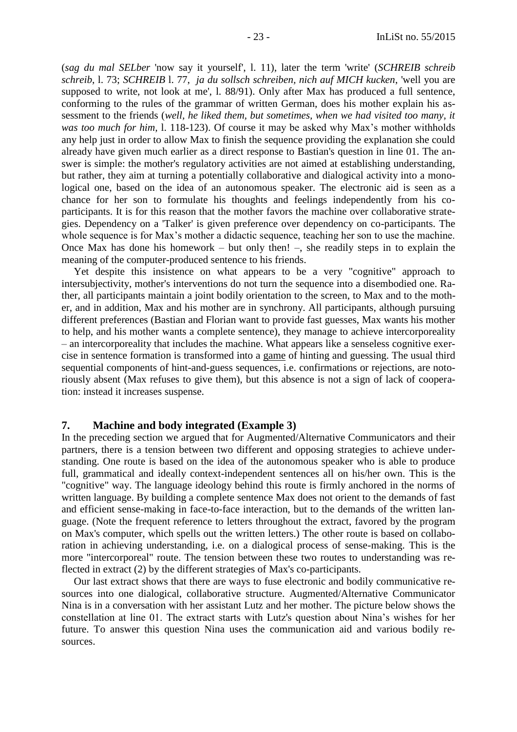(*sag du mal SELber* 'now say it yourself', l. 11), later the term 'write' (*SCHREIB schreib schreib*, l. 73; *SCHREIB* l. 77, *ja du sollsch schreiben, nich auf MICH kucken*, 'well you are supposed to write, not look at me', l. 88/91). Only after Max has produced a full sentence, conforming to the rules of the grammar of written German, does his mother explain his assessment to the friends (*well, he liked them, but sometimes, when we had visited too many, it was too much for him*, l. 118-123). Of course it may be asked why Max's mother withholds any help just in order to allow Max to finish the sequence providing the explanation she could already have given much earlier as a direct response to Bastian's question in line 01. The answer is simple: the mother's regulatory activities are not aimed at establishing understanding, but rather, they aim at turning a potentially collaborative and dialogical activity into a monological one, based on the idea of an autonomous speaker. The electronic aid is seen as a chance for her son to formulate his thoughts and feelings independently from his co-participants. It is for this reason that the mother favors the machine over collaborative strategies. Dependency on a 'Talker' is given preference over dependency on co-participants. The whole sequence is for Max's mother a didactic sequence, teaching her son to use the machine. Once Max has done his homework – but only then! –, she readily steps in to explain the meaning of the computer-produced sentence to his friends.

Yet despite this insistence on what appears to be a very "cognitive" approach to intersubjectivity, mother's interventions do not turn the sequence into a disembodied one. Rather, all participants maintain a joint bodily orientation to the screen, to Max and to the mother, and in addition, Max and his mother are in synchrony. All participants, although pursuing different preferences (Bastian and Florian want to provide fast guesses, Max wants his mother to help, and his mother wants a complete sentence), they manage to achieve intercorporeality – an intercorporeality that includes the machine. What appears like a senseless cognitive exercise in sentence formation is transformed into a game of hinting and guessing. The usual third sequential components of hint-and-guess sequences, i.e. confirmations or rejections, are notoriously absent (Max refuses to give them), but this absence is not a sign of lack of cooperation: instead it increases suspense.

## 7. Machine and body integrated (Example 3)

In the preceding section we argued that for Augmented/Alternative Communicators and their partners, there is a tension between two different and opposing strategies to achieve understanding. One route is based on the idea of the autonomous speaker who is able to produce full, grammatical and ideally context-independent sentences all on his/her own. This is the "cognitive" way. The language ideology behind this route is firmly anchored in the norms of written language. By building a complete sentence Max does not orient to the demands of fast and efficient sense-making in face-to-face interaction, but to the demands of the written language. (Note the frequent reference to letters throughout the extract, favored by the program on Max's computer, which spells out the written letters.) The other route is based on collaboration in achieving understanding, i.e. on a dialogical process of sense-making. This is the more "intercorporeal" route. The tension between these two routes to understanding was reflected in extract (2) by the different strategies of Max's co-participants.

Our last extract shows that there are ways to fuse electronic and bodily communicative resources into one dialogical, collaborative structure. Augmented/Alternative Communicator Nina is in a conversation with her assistant Lutz and her mother. The picture below shows the constellation at line 01. The extract starts with Lutz's question about Nina's wishes for her future. To answer this question Nina uses the communication aid and various bodily resources.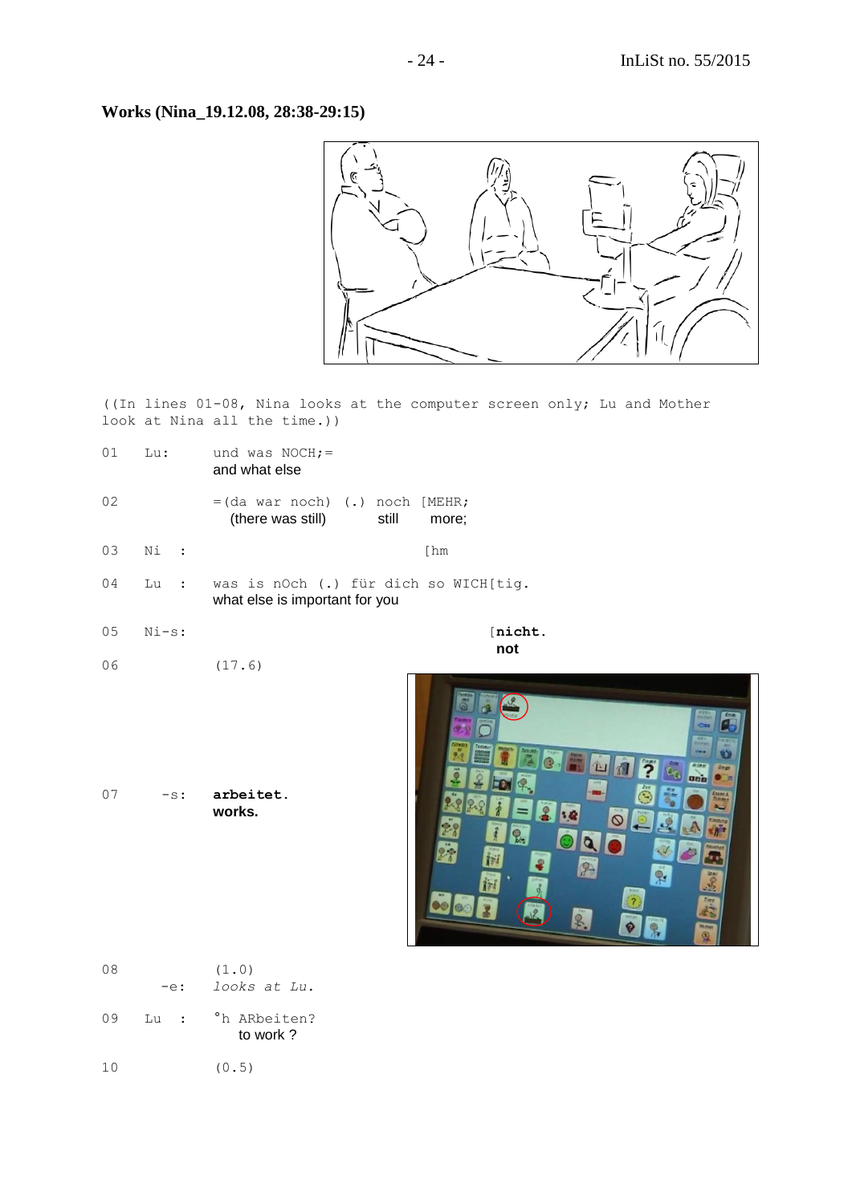**Works (Nina_19.12.08, 28:38-29:15)**

```
((In lines 01-08, Nina looks at the computer screen only; Lu and Mother
look at Nina all the time.))

01   Lu:     und was NOCH;=
             and what else

02           =(da war noch) (.) noch [MEHR;
               (there was still)    still   more;

03   Ni  :                          [hm

04   Lu  :   was is nOch (.) für dich so WICH[tig.
             what else is important for you

05   Ni-s:                                   [nicht.
                                              not

06           (17.6)

07     -s:   arbeitet.
             works.

08           (1.0)
       -e:   looks at Lu.

09   Lu  :   °h ARbeiten?
               to work ?

10           (0.5)
```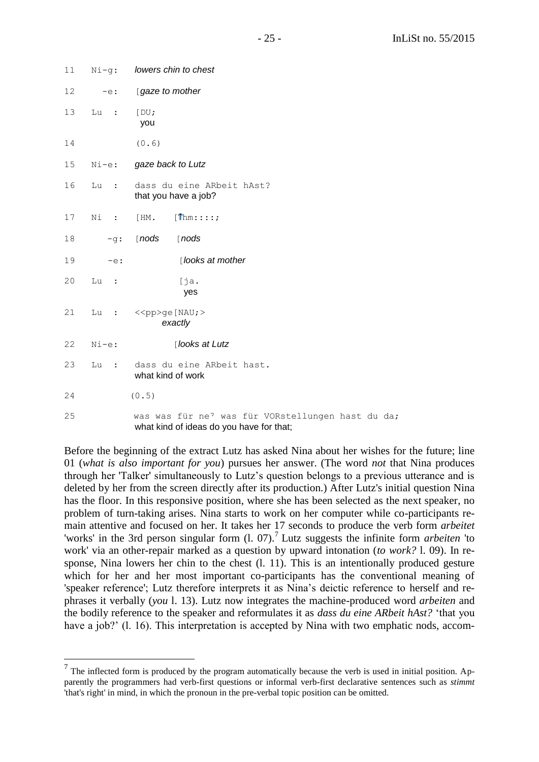```
11   Ni-g:   lowers chin to chest

12     -e:   [gaze to mother

13   Lu  :   [DU;
              you

14           (0.6)

15   Ni-e:   gaze back to Lutz

16   Lu  :   dass du eine ARbeit hAst?
             that you have a job?

17   Ni  :   [HM.    [↑hm::::;

18     -g:   [nods    [nods

19     -e:            [looks at mother

20   Lu  :            [ja.
                        yes

21   Lu  :   <<pp>ge[NAU;>
                    exactly

22   Ni-e:          [looks at Lutz

23   Lu  :   dass du eine ARbeit hast.
             what kind of work

24          (0.5)

25           was was für ne? was für VORstellungen hast du da;
             what kind of ideas do you have for that;
```

Before the beginning of the extract Lutz has asked Nina about her wishes for the future; line 01 (*what is also important for you*) pursues her answer. (The word *not* that Nina produces through her 'Talker' simultaneously to Lutz's question belongs to a previous utterance and is deleted by her from the screen directly after its production.) After Lutz's initial question Nina has the floor. In this responsive position, where she has been selected as the next speaker, no problem of turn-taking arises. Nina starts to work on her computer while co-participants remain attentive and focused on her. It takes her 17 seconds to produce the verb form *arbeitet* 'works' in the 3rd person singular form (l. 07).[7] Lutz suggests the infinite form *arbeiten* 'to work' via an other-repair marked as a question by upward intonation (*to work?* l. 09). In response, Nina lowers her chin to the chest (l. 11). This is an intentionally produced gesture which for her and her most important co-participants has the conventional meaning of 'speaker reference'; Lutz therefore interprets it as Nina's deictic reference to herself and rephrases it verbally (*you* l. 13). Lutz now integrates the machine-produced word *arbeiten* and the bodily reference to the speaker and reformulates it as *dass du eine ARbeit hAst?* 'that you have a job?' (l. 16). This interpretation is accepted by Nina with two emphatic nods, accom-

---

[7] The inflected form is produced by the program automatically because the verb is used in initial position. Apparently the programmers had verb-first questions or informal verb-first declarative sentences such as *stimmt* 'that's right' in mind, in which the pronoun in the pre-verbal topic position can be omitted.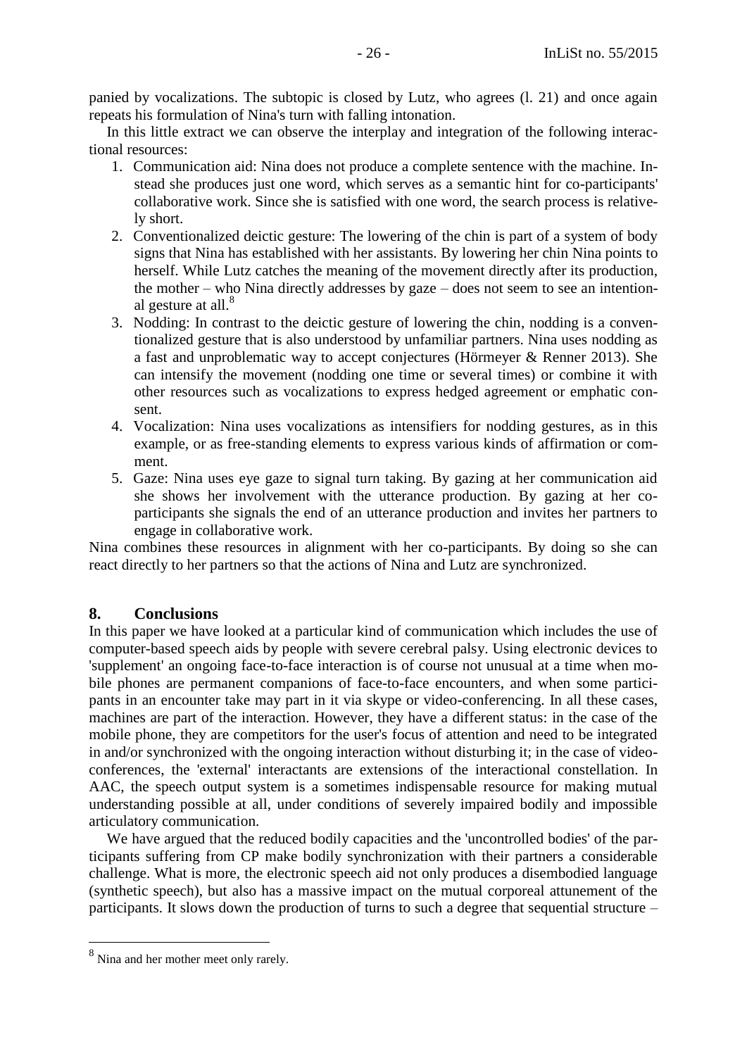panied by vocalizations. The subtopic is closed by Lutz, who agrees (l. 21) and once again repeats his formulation of Nina's turn with falling intonation.

In this little extract we can observe the interplay and integration of the following interactional resources:

1. Communication aid: Nina does not produce a complete sentence with the machine. Instead she produces just one word, which serves as a semantic hint for co-participants' collaborative work. Since she is satisfied with one word, the search process is relatively short.
2. Conventionalized deictic gesture: The lowering of the chin is part of a system of body signs that Nina has established with her assistants. By lowering her chin Nina points to herself. While Lutz catches the meaning of the movement directly after its production, the mother – who Nina directly addresses by gaze – does not seem to see an intentional gesture at all.[8]
3. Nodding: In contrast to the deictic gesture of lowering the chin, nodding is a conventionalized gesture that is also understood by unfamiliar partners. Nina uses nodding as a fast and unproblematic way to accept conjectures (Hörmeyer & Renner 2013). She can intensify the movement (nodding one time or several times) or combine it with other resources such as vocalizations to express hedged agreement or emphatic consent.
4. Vocalization: Nina uses vocalizations as intensifiers for nodding gestures, as in this example, or as free-standing elements to express various kinds of affirmation or comment.
5. Gaze: Nina uses eye gaze to signal turn taking. By gazing at her communication aid she shows her involvement with the utterance production. By gazing at her co-participants she signals the end of an utterance production and invites her partners to engage in collaborative work.

Nina combines these resources in alignment with her co-participants. By doing so she can react directly to her partners so that the actions of Nina and Lutz are synchronized.

## 8. Conclusions

In this paper we have looked at a particular kind of communication which includes the use of computer-based speech aids by people with severe cerebral palsy. Using electronic devices to 'supplement' an ongoing face-to-face interaction is of course not unusual at a time when mobile phones are permanent companions of face-to-face encounters, and when some participants in an encounter take may part in it via skype or video-conferencing. In all these cases, machines are part of the interaction. However, they have a different status: in the case of the mobile phone, they are competitors for the user's focus of attention and need to be integrated in and/or synchronized with the ongoing interaction without disturbing it; in the case of video-conferences, the 'external' interactants are extensions of the interactional constellation. In AAC, the speech output system is a sometimes indispensable resource for making mutual understanding possible at all, under conditions of severely impaired bodily and impossible articulatory communication.

We have argued that the reduced bodily capacities and the 'uncontrolled bodies' of the participants suffering from CP make bodily synchronization with their partners a considerable challenge. What is more, the electronic speech aid not only produces a disembodied language (synthetic speech), but also has a massive impact on the mutual corporeal attunement of the participants. It slows down the production of turns to such a degree that sequential structure –

[8] Nina and her mother meet only rarely.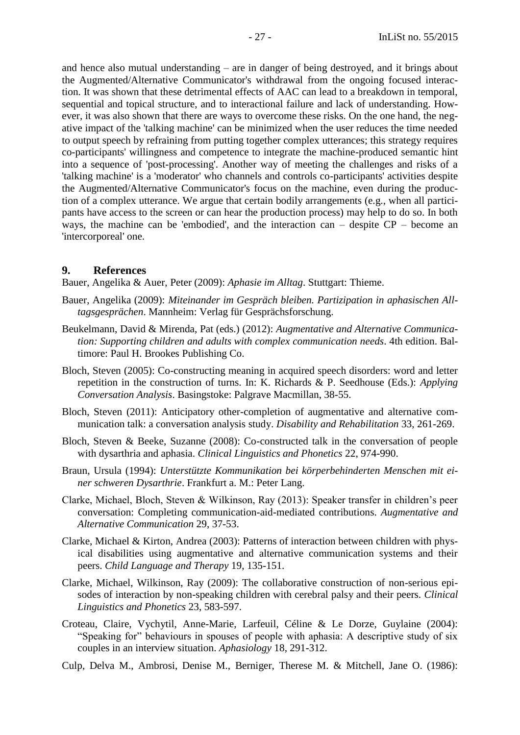and hence also mutual understanding – are in danger of being destroyed, and it brings about the Augmented/Alternative Communicator's withdrawal from the ongoing focused interaction. It was shown that these detrimental effects of AAC can lead to a breakdown in temporal, sequential and topical structure, and to interactional failure and lack of understanding. However, it was also shown that there are ways to overcome these risks. On the one hand, the negative impact of the 'talking machine' can be minimized when the user reduces the time needed to output speech by refraining from putting together complex utterances; this strategy requires co-participants' willingness and competence to integrate the machine-produced semantic hint into a sequence of 'post-processing'. Another way of meeting the challenges and risks of a 'talking machine' is a 'moderator' who channels and controls co-participants' activities despite the Augmented/Alternative Communicator's focus on the machine, even during the production of a complex utterance. We argue that certain bodily arrangements (e.g., when all participants have access to the screen or can hear the production process) may help to do so. In both ways, the machine can be 'embodied', and the interaction can – despite CP – become an 'intercorporeal' one.

## 9. References

Bauer, Angelika & Auer, Peter (2009): *Aphasie im Alltag*. Stuttgart: Thieme.

Bauer, Angelika (2009): *Miteinander im Gespräch bleiben. Partizipation in aphasischen Alltagsgesprächen*. Mannheim: Verlag für Gesprächsforschung.

Beukelmann, David & Mirenda, Pat (eds.) (2012): *Augmentative and Alternative Communication: Supporting children and adults with complex communication needs*. 4th edition. Baltimore: Paul H. Brookes Publishing Co.

Bloch, Steven (2005): Co-constructing meaning in acquired speech disorders: word and letter repetition in the construction of turns. In: K. Richards & P. Seedhouse (Eds.): *Applying Conversation Analysis*. Basingstoke: Palgrave Macmillan, 38-55.

Bloch, Steven (2011): Anticipatory other-completion of augmentative and alternative communication talk: a conversation analysis study. *Disability and Rehabilitation* 33, 261-269.

Bloch, Steven & Beeke, Suzanne (2008): Co-constructed talk in the conversation of people with dysarthria and aphasia. *Clinical Linguistics and Phonetics* 22, 974-990.

Braun, Ursula (1994): *Unterstützte Kommunikation bei körperbehinderten Menschen mit einer schweren Dysarthrie*. Frankfurt a. M.: Peter Lang.

Clarke, Michael, Bloch, Steven & Wilkinson, Ray (2013): Speaker transfer in children's peer conversation: Completing communication-aid-mediated contributions. *Augmentative and Alternative Communication* 29, 37-53.

Clarke, Michael & Kirton, Andrea (2003): Patterns of interaction between children with physical disabilities using augmentative and alternative communication systems and their peers. *Child Language and Therapy* 19, 135-151.

Clarke, Michael, Wilkinson, Ray (2009): The collaborative construction of non-serious episodes of interaction by non-speaking children with cerebral palsy and their peers. *Clinical Linguistics and Phonetics* 23, 583-597.

Croteau, Claire, Vychytil, Anne-Marie, Larfeuil, Céline & Le Dorze, Guylaine (2004): "Speaking for" behaviours in spouses of people with aphasia: A descriptive study of six couples in an interview situation. *Aphasiology* 18, 291-312.

Culp, Delva M., Ambrosi, Denise M., Berniger, Therese M. & Mitchell, Jane O. (1986):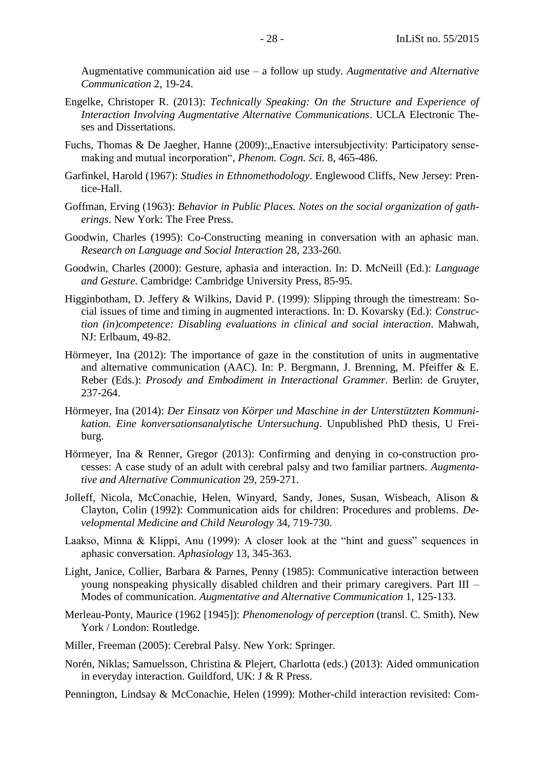Augmentative communication aid use – a follow up study. *Augmentative and Alternative Communication* 2, 19-24.

Engelke, Christoper R. (2013): *Technically Speaking: On the Structure and Experience of Interaction Involving Augmentative Alternative Communications*. UCLA Electronic Theses and Dissertations.

Fuchs, Thomas & De Jaegher, Hanne (2009):„Enactive intersubjectivity: Participatory sense-making and mutual incorporation“, *Phenom. Cogn. Sci.* 8, 465-486.

Garfinkel, Harold (1967): *Studies in Ethnomethodology*. Englewood Cliffs, New Jersey: Prentice-Hall.

Goffman, Erving (1963): *Behavior in Public Places. Notes on the social organization of gatherings*. New York: The Free Press.

Goodwin, Charles (1995): Co-Constructing meaning in conversation with an aphasic man. *Research on Language and Social Interaction* 28, 233-260.

Goodwin, Charles (2000): Gesture, aphasia and interaction. In: D. McNeill (Ed.): *Language and Gesture*. Cambridge: Cambridge University Press, 85-95.

Higginbotham, D. Jeffery & Wilkins, David P. (1999): Slipping through the timestream: Social issues of time and timing in augmented interactions. In: D. Kovarsky (Ed.): *Construction (in)competence: Disabling evaluations in clinical and social interaction*. Mahwah, NJ: Erlbaum, 49-82.

Hörmeyer, Ina (2012): The importance of gaze in the constitution of units in augmentative and alternative communication (AAC). In: P. Bergmann, J. Brenning, M. Pfeiffer & E. Reber (Eds.): *Prosody and Embodiment in Interactional Grammer*. Berlin: de Gruyter, 237-264.

Hörmeyer, Ina (2014): *Der Einsatz von Körper und Maschine in der Unterstützten Kommunikation. Eine konversationsanalytische Untersuchung*. Unpublished PhD thesis, U Freiburg.

Hörmeyer, Ina & Renner, Gregor (2013): Confirming and denying in co-construction processes: A case study of an adult with cerebral palsy and two familiar partners. *Augmentative and Alternative Communication* 29, 259-271.

Jolleff, Nicola, McConachie, Helen, Winyard, Sandy, Jones, Susan, Wisbeach, Alison & Clayton, Colin (1992): Communication aids for children: Procedures and problems. *Developmental Medicine and Child Neurology* 34, 719-730.

Laakso, Minna & Klippi, Anu (1999): A closer look at the "hint and guess" sequences in aphasic conversation. *Aphasiology* 13, 345-363.

Light, Janice, Collier, Barbara & Parnes, Penny (1985): Communicative interaction between young nonspeaking physically disabled children and their primary caregivers. Part III – Modes of communication. *Augmentative and Alternative Communication* 1, 125-133.

Merleau-Ponty, Maurice (1962 [1945]): *Phenomenology of perception* (transl. C. Smith). New York / London: Routledge.

Miller, Freeman (2005): Cerebral Palsy. New York: Springer.

Norén, Niklas; Samuelsson, Christina & Plejert, Charlotta (eds.) (2013): Aided ommunication in everyday interaction. Guildford, UK: J & R Press.

Pennington, Lindsay & McConachie, Helen (1999): Mother-child interaction revisited: Com-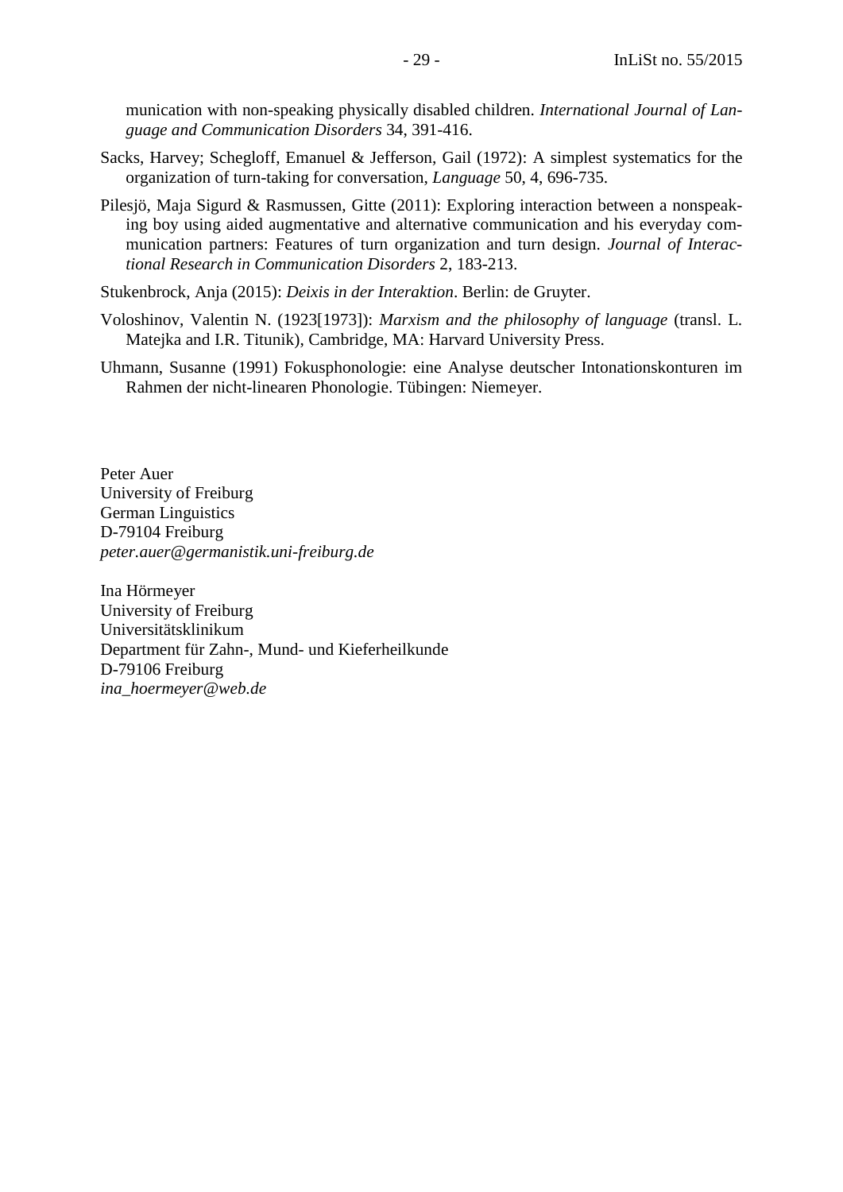munication with non-speaking physically disabled children. *International Journal of Language and Communication Disorders* 34, 391-416.

Sacks, Harvey; Schegloff, Emanuel & Jefferson, Gail (1972): A simplest systematics for the organization of turn-taking for conversation, *Language* 50, 4, 696-735.

Pilesjö, Maja Sigurd & Rasmussen, Gitte (2011): Exploring interaction between a nonspeaking boy using aided augmentative and alternative communication and his everyday communication partners: Features of turn organization and turn design. *Journal of Interactional Research in Communication Disorders* 2, 183-213.

Stukenbrock, Anja (2015): *Deixis in der Interaktion*. Berlin: de Gruyter.

Voloshinov, Valentin N. (1923[1973]): *Marxism and the philosophy of language* (transl. L. Matejka and I.R. Titunik), Cambridge, MA: Harvard University Press.

Uhmann, Susanne (1991) Fokusphonologie: eine Analyse deutscher Intonationskonturen im Rahmen der nicht-linearen Phonologie. Tübingen: Niemeyer.

Peter Auer  
University of Freiburg  
German Linguistics  
D-79104 Freiburg  
*peter.auer@germanistik.uni-freiburg.de*

Ina Hörmeyer  
University of Freiburg  
Universitätsklinikum  
Department für Zahn-, Mund- und Kieferheilkunde  
D-79106 Freiburg  
*ina_hoermeyer@web.de*